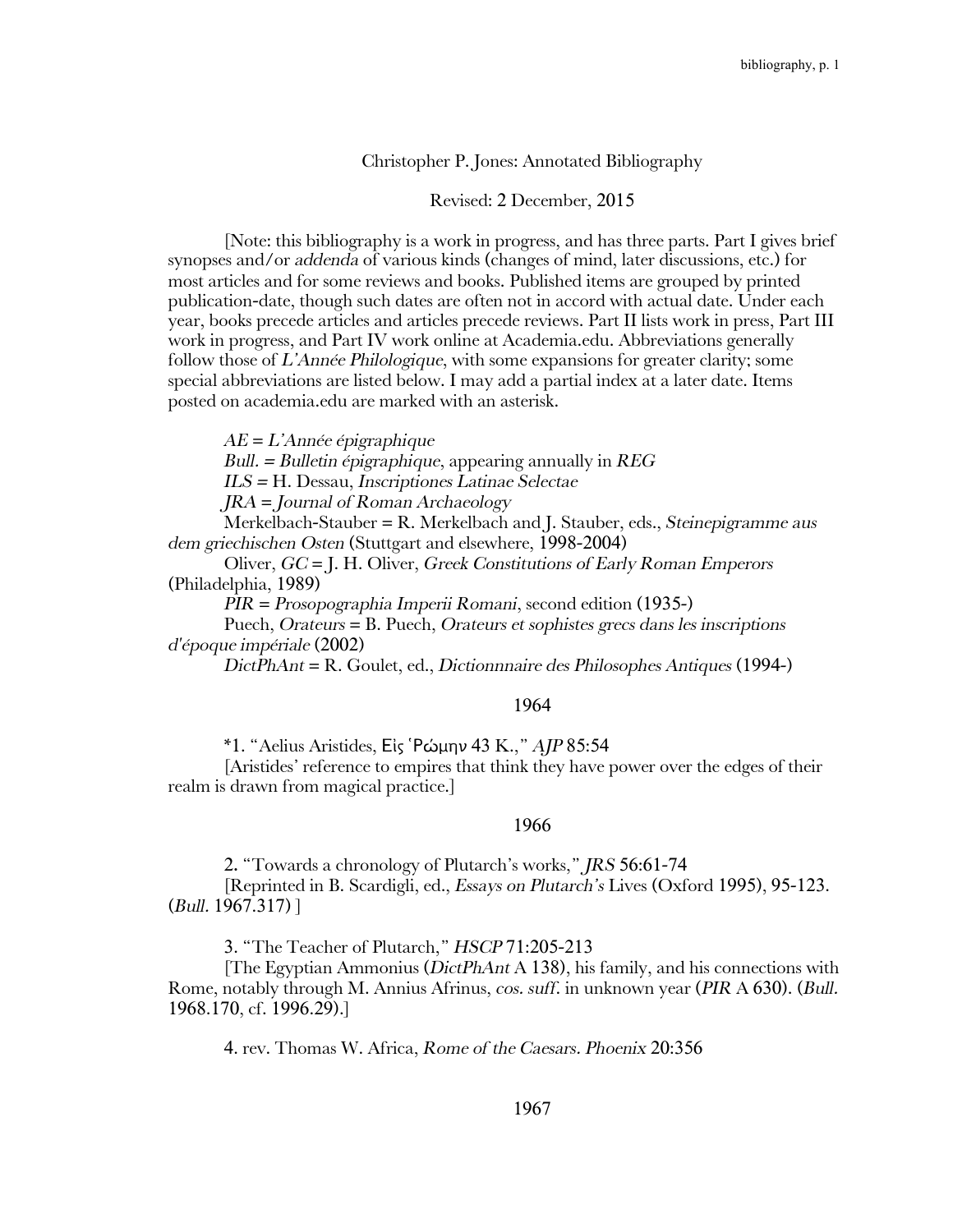Christopher P. Jones: Annotated Bibliography

Revised: 2 December, 2015

[Note: this bibliography is a work in progress, and has three parts. Part I gives brief synopses and/or *addenda* of various kinds (changes of mind, later discussions, etc.) for most articles and for some reviews and books. Published items are grouped by printed publication-date, though such dates are often not in accord with actual date. Under each year, books precede articles and articles precede reviews. Part II lists work in press, Part III work in progress, and Part IV work online at Academia.edu. Abbreviations generally follow those of *L'Année Philologique*, with some expansions for greater clarity; some special abbreviations are listed below. I may add a partial index at a later date. Items posted on academia.edu are marked with an asterisk.

*AE* = *L'Année épigraphique*

*Bull.* = *Bulletin épigraphique*, appearing annually in *REG*

*ILS* = H. Dessau, *Inscriptiones Latinae Selectae*

*JRA* = *Journal of Roman Archaeology*

Merkelbach-Stauber = R. Merkelbach and J. Stauber, eds., *Steinepigramme aus dem griechischen Osten* (Stuttgart and elsewhere, 1998-2004)

Oliver, *GC* = J. H. Oliver, *Greek Constitutions of Early Roman Emperors* (Philadelphia, 1989)

*PIR* = *Prosopographia Imperii Romani*, second edition (1935-)

Puech, *Orateurs* = B. Puech, *Orateurs et sophistes grecs dans les inscriptions d'époque impériale* (2002)

*DictPhAnt* = R. Goulet, ed., *Dictionnnaire des Philosophes Antiques* (1994-)

## 1964

*1. "Aelius Aristides, Εἰς Ῥώμην 43 K.," *AJP* 85:54

[Aristides' reference to empires that think they have power over the edges of their realm is drawn from magical practice.]

## 1966

2. "Towards a chronology of Plutarch's works," *JRS* 56:61-74

[Reprinted in B. Scardigli, ed., *Essays on Plutarch's* Lives (Oxford 1995), 95-123. (*Bull.* 1967.317) ]

3. "The Teacher of Plutarch," *HSCP* 71:205-213

[The Egyptian Ammonius (*DictPhAnt* A 138), his family, and his connections with Rome, notably through M. Annius Afrinus, *cos. suff.* in unknown year (*PIR* A 630). (*Bull.* 1968.170, cf. 1996.29).]

4. rev. Thomas W. Africa, *Rome of the Caesars. Phoenix* 20:356

## 1967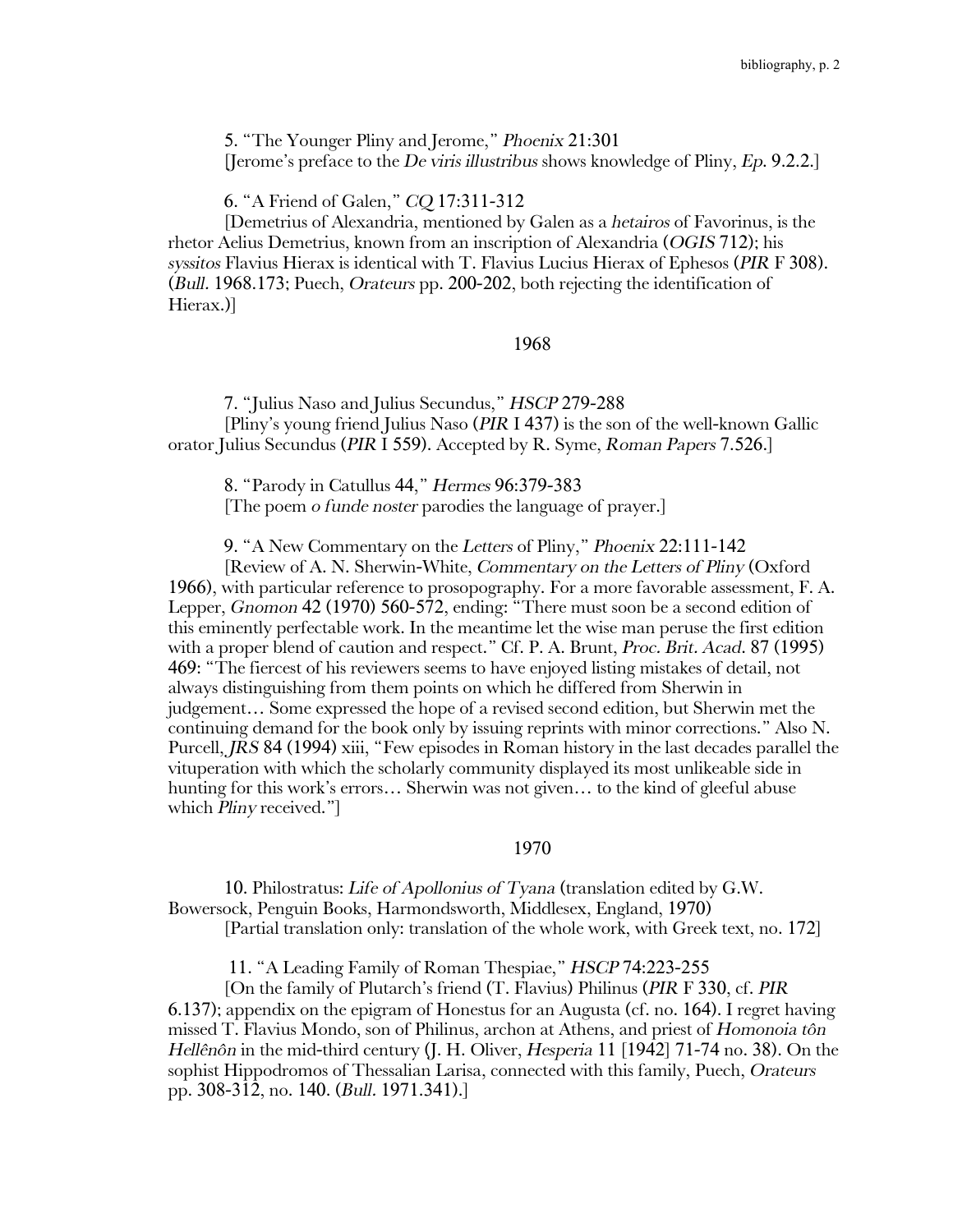5. "The Younger Pliny and Jerome," *Phoenix* 21:301
[Jerome's preface to the *De viris illustribus* shows knowledge of Pliny, *Ep.* 9.2.2.]

6. "A Friend of Galen," *CQ* 17:311-312
[Demetrius of Alexandria, mentioned by Galen as a *hetairos* of Favorinus, is the rhetor Aelius Demetrius, known from an inscription of Alexandria (*OGIS* 712); his *syssitos* Flavius Hierax is identical with T. Flavius Lucius Hierax of Ephesos (*PIR* F 308). (*Bull.* 1968.173; Puech, *Orateurs* pp. 200-202, both rejecting the identification of Hierax.)]

## 1968

7. "Julius Naso and Julius Secundus," *HSCP* 279-288
[Pliny's young friend Julius Naso (*PIR* I 437) is the son of the well-known Gallic orator Julius Secundus (*PIR* I 559). Accepted by R. Syme, *Roman Papers* 7.526.]

8. "Parody in Catullus 44," *Hermes* 96:379-383
[The poem *o funde noster* parodies the language of prayer.]

9. "A New Commentary on the *Letters* of Pliny," *Phoenix* 22:111-142
[Review of A. N. Sherwin-White, *Commentary on the Letters of Pliny* (Oxford 1966), with particular reference to prosopography. For a more favorable assessment, F. A. Lepper, *Gnomon* 42 (1970) 560-572, ending: "There must soon be a second edition of this eminently perfectable work. In the meantime let the wise man peruse the first edition with a proper blend of caution and respect." Cf. P. A. Brunt, *Proc. Brit. Acad.* 87 (1995) 469: "The fiercest of his reviewers seems to have enjoyed listing mistakes of detail, not always distinguishing from them points on which he differed from Sherwin in judgement… Some expressed the hope of a revised second edition, but Sherwin met the continuing demand for the book only by issuing reprints with minor corrections." Also N. Purcell, *JRS* 84 (1994) xiii, "Few episodes in Roman history in the last decades parallel the vituperation with which the scholarly community displayed its most unlikeable side in hunting for this work's errors… Sherwin was not given… to the kind of gleeful abuse which *Pliny* received."]

## 1970

10. Philostratus: *Life of Apollonius of Tyana* (translation edited by G.W. Bowersock, Penguin Books, Harmondsworth, Middlesex, England, 1970)
[Partial translation only: translation of the whole work, with Greek text, no. 172]

11. "A Leading Family of Roman Thespiae," *HSCP* 74:223-255
[On the family of Plutarch's friend (T. Flavius) Philinus (*PIR* F 330, cf. *PIR* 6.137); appendix on the epigram of Honestus for an Augusta (cf. no. 164). I regret having missed T. Flavius Mondo, son of Philinus, archon at Athens, and priest of *Homonoia tôn Hellênôn* in the mid-third century (J. H. Oliver, *Hesperia* 11 [1942] 71-74 no. 38). On the sophist Hippodromos of Thessalian Larisa, connected with this family, Puech, *Orateurs* pp. 308-312, no. 140. (*Bull.* 1971.341).]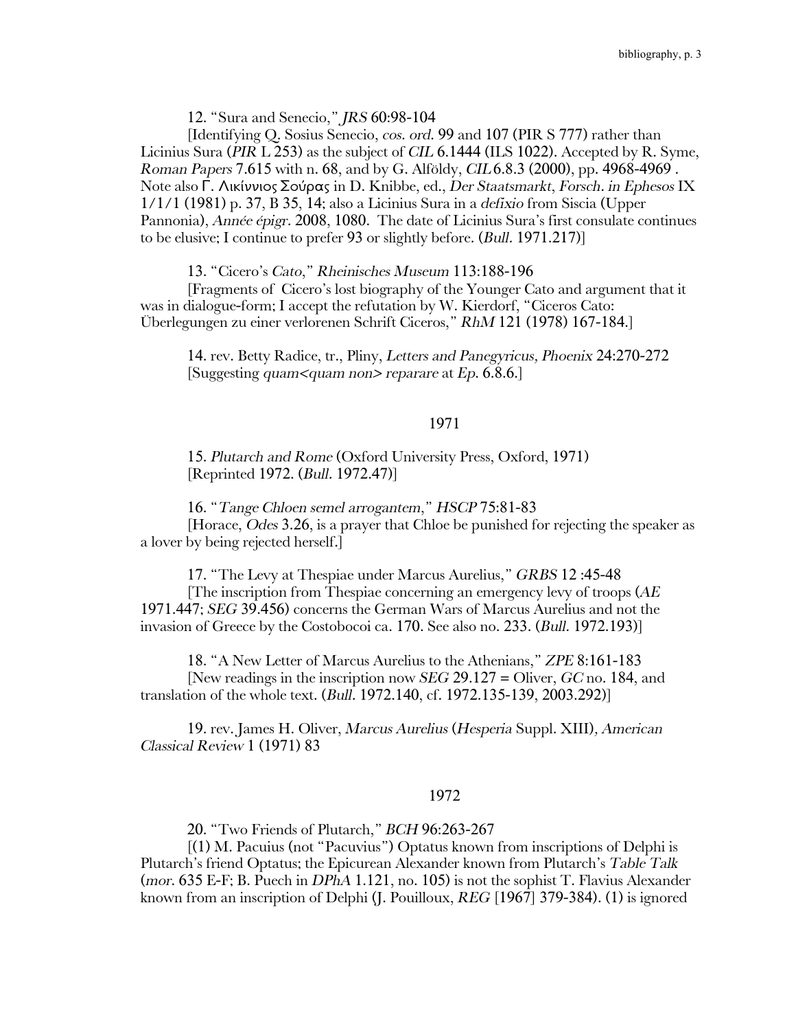12. "Sura and Senecio," *JRS* 60:98-104

[Identifying Q. Sosius Senecio, *cos. ord.* 99 and 107 (PIR S 777) rather than Licinius Sura (*PIR* L 253) as the subject of *CIL* 6.1444 (ILS 1022). Accepted by R. Syme, *Roman Papers* 7.615 with n. 68, and by G. Alföldy, *CIL* 6.8.3 (2000), pp. 4968-4969 . Note also Γ. Λικίννιος Σούρας in D. Knibbe, ed., *Der Staatsmarkt*, *Forsch. in Ephesos* IX 1/1/1 (1981) p. 37, B 35, 14; also a Licinius Sura in a *defixio* from Siscia (Upper Pannonia), *Année épigr.* 2008, 1080. The date of Licinius Sura's first consulate continues to be elusive; I continue to prefer 93 or slightly before. (*Bull.* 1971.217)]

13. "Cicero's *Cato*," *Rheinisches Museum* 113:188-196

[Fragments of Cicero's lost biography of the Younger Cato and argument that it was in dialogue-form; I accept the refutation by W. Kierdorf, "Ciceros Cato: Überlegungen zu einer verlorenen Schrift Ciceros," *RhM* 121 (1978) 167-184.]

14. rev. Betty Radice, tr., Pliny, *Letters and Panegyricus, Phoenix* 24:270-272

[Suggesting *quam<quam non> reparare* at *Ep.* 6.8.6.]

## 1971

15. *Plutarch and Rome* (Oxford University Press, Oxford, 1971)

[Reprinted 1972. (*Bull.* 1972.47)]

16. "*Tange Chloen semel arrogantem*," *HSCP* 75:81-83

[Horace, *Odes* 3.26, is a prayer that Chloe be punished for rejecting the speaker as a lover by being rejected herself.]

17. "The Levy at Thespiae under Marcus Aurelius," *GRBS* 12 :45-48

[The inscription from Thespiae concerning an emergency levy of troops (*AE* 1971.447; *SEG* 39.456) concerns the German Wars of Marcus Aurelius and not the invasion of Greece by the Costobocoi ca. 170. See also no. 233. (*Bull.* 1972.193)]

18. "A New Letter of Marcus Aurelius to the Athenians," *ZPE* 8:161-183

[New readings in the inscription now *SEG* 29.127 = Oliver, *GC* no. 184, and translation of the whole text. (*Bull.* 1972.140, cf. 1972.135-139, 2003.292)]

19. rev. James H. Oliver, *Marcus Aurelius* (*Hesperia* Suppl. XIII), *American Classical Review* 1 (1971) 83

## 1972

20. "Two Friends of Plutarch," *BCH* 96:263-267

[(1) M. Pacuius (not "Pacuvius") Optatus known from inscriptions of Delphi is Plutarch's friend Optatus; the Epicurean Alexander known from Plutarch's *Table Talk* (*mor.* 635 E-F; B. Puech in *DPhA* 1.121, no. 105) is not the sophist T. Flavius Alexander known from an inscription of Delphi (J. Pouilloux, *REG* [1967] 379-384). (1) is ignored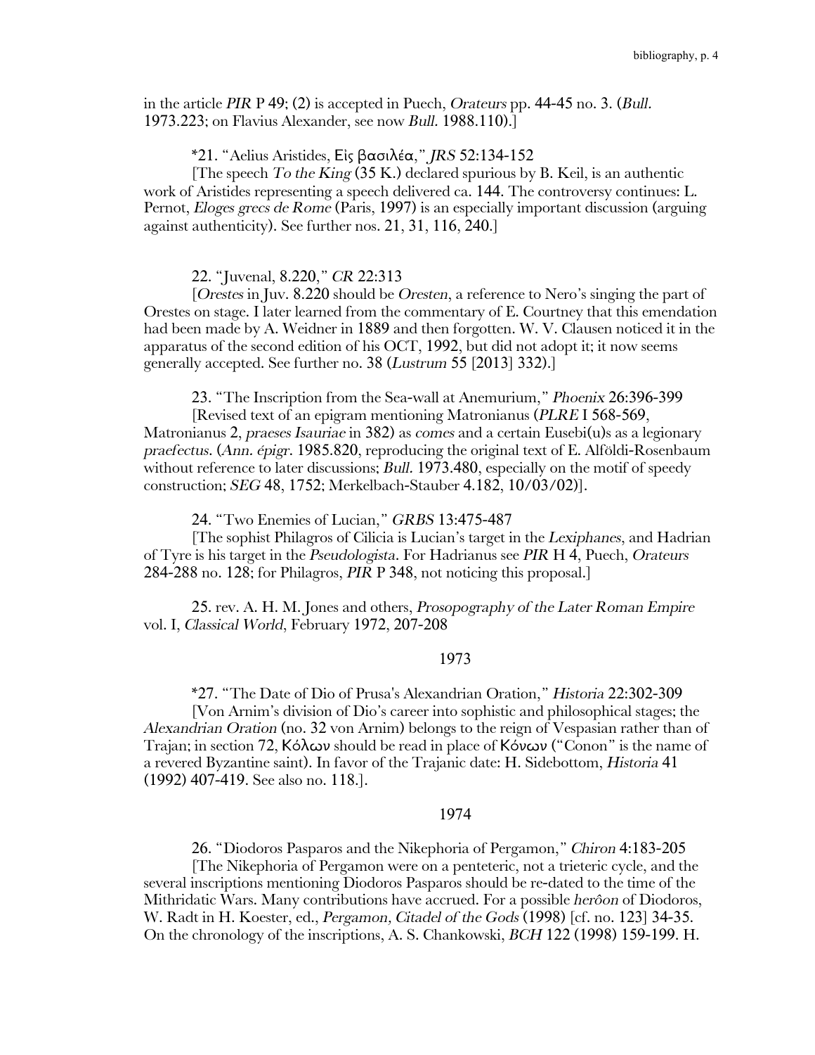in the article *PIR* P 49; (2) is accepted in Puech, *Orateurs* pp. 44-45 no. 3. (*Bull.* 1973.223; on Flavius Alexander, see now *Bull.* 1988.110).]

*21. "Aelius Aristides, Εἰς βασιλέα," *JRS* 52:134-152
[The speech *To the King* (35 K.) declared spurious by B. Keil, is an authentic work of Aristides representing a speech delivered ca. 144. The controversy continues: L. Pernot, *Eloges grecs de Rome* (Paris, 1997) is an especially important discussion (arguing against authenticity). See further nos. 21, 31, 116, 240.]

22. "Juvenal, 8.220," *CR* 22:313
[*Orestes* in Juv. 8.220 should be *Oresten*, a reference to Nero's singing the part of Orestes on stage. I later learned from the commentary of E. Courtney that this emendation had been made by A. Weidner in 1889 and then forgotten. W. V. Clausen noticed it in the apparatus of the second edition of his OCT, 1992, but did not adopt it; it now seems generally accepted. See further no. 38 (*Lustrum* 55 [2013] 332).]

23. "The Inscription from the Sea-wall at Anemurium," *Phoenix* 26:396-399
[Revised text of an epigram mentioning Matronianus (*PLRE* I 568-569, Matronianus 2, *praeses Isauriae* in 382) as *comes* and a certain Eusebi(u)s as a legionary *praefectus*. (*Ann. épigr.* 1985.820, reproducing the original text of E. Alföldi-Rosenbaum without reference to later discussions; *Bull.* 1973.480, especially on the motif of speedy construction; *SEG* 48, 1752; Merkelbach-Stauber 4.182, 10/03/02)].

24. "Two Enemies of Lucian," *GRBS* 13:475-487
[The sophist Philagros of Cilicia is Lucian's target in the *Lexiphanes*, and Hadrian of Tyre is his target in the *Pseudologista*. For Hadrianus see *PIR* H 4, Puech, *Orateurs* 284-288 no. 128; for Philagros, *PIR* P 348, not noticing this proposal.]

25. rev. A. H. M. Jones and others, *Prosopography of the Later Roman Empire* vol. I, *Classical World*, February 1972, 207-208

## 1973

*27. "The Date of Dio of Prusa's Alexandrian Oration," *Historia* 22:302-309
[Von Arnim's division of Dio's career into sophistic and philosophical stages; the *Alexandrian Oration* (no. 32 von Arnim) belongs to the reign of Vespasian rather than of Trajan; in section 72, Κόλων should be read in place of Κόνων ("Conon" is the name of a revered Byzantine saint). In favor of the Trajanic date: H. Sidebottom, *Historia* 41 (1992) 407-419. See also no. 118.].

## 1974

26. "Diodoros Pasparos and the Nikephoria of Pergamon," *Chiron* 4:183-205
[The Nikephoria of Pergamon were on a penteteric, not a trieteric cycle, and the several inscriptions mentioning Diodoros Pasparos should be re-dated to the time of the Mithridatic Wars. Many contributions have accrued. For a possible *herôon* of Diodoros, W. Radt in H. Koester, ed., *Pergamon, Citadel of the Gods* (1998) [cf. no. 123] 34-35. On the chronology of the inscriptions, A. S. Chankowski, *BCH* 122 (1998) 159-199. H.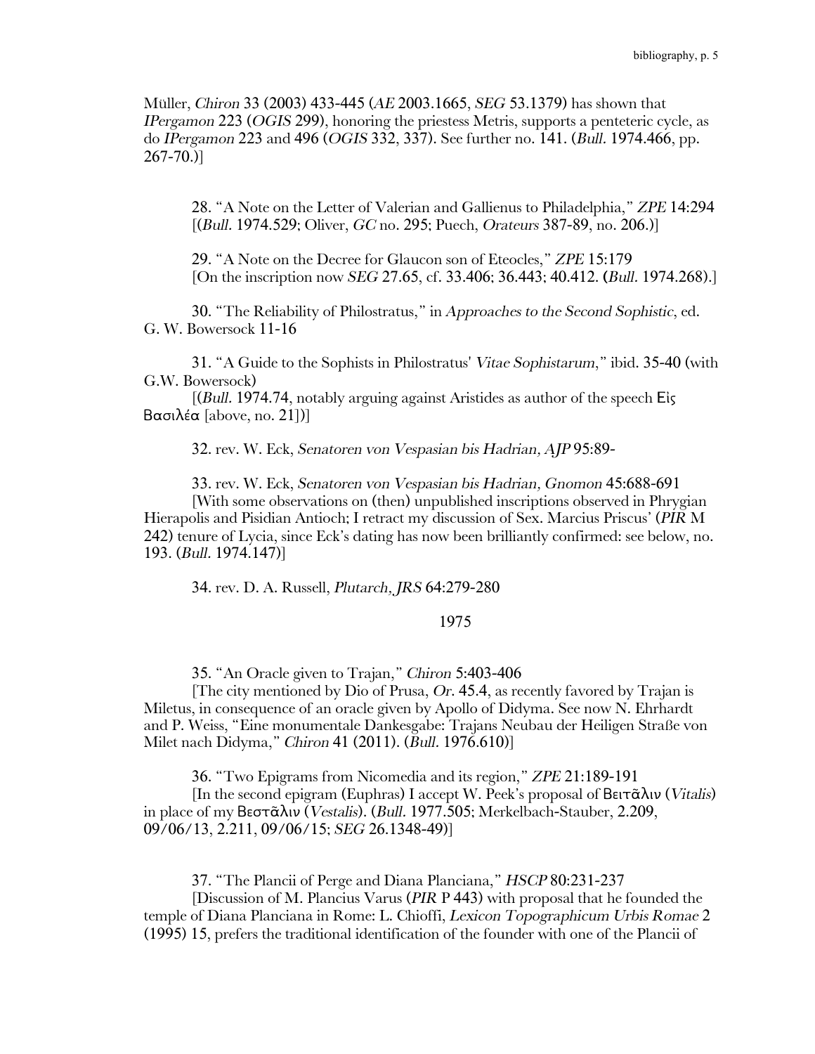Müller, *Chiron* 33 (2003) 433-445 (*AE* 2003.1665, *SEG* 53.1379) has shown that *IPergamon* 223 (*OGIS* 299), honoring the priestess Metris, supports a penteteric cycle, as do *IPergamon* 223 and 496 (*OGIS* 332, 337). See further no. 141. (*Bull.* 1974.466, pp. 267-70.)]

28. "A Note on the Letter of Valerian and Gallienus to Philadelphia," *ZPE* 14:294
[(*Bull.* 1974.529; Oliver, *GC* no. 295; Puech, *Orateurs* 387-89, no. 206.)]

29. "A Note on the Decree for Glaucon son of Eteocles," *ZPE* 15:179
[On the inscription now *SEG* 27.65, cf. 33.406; 36.443; 40.412. (*Bull.* 1974.268).]

30. "The Reliability of Philostratus," in *Approaches to the Second Sophistic*, ed. G. W. Bowersock 11-16

31. "A Guide to the Sophists in Philostratus' *Vitae Sophistarum*," ibid. 35-40 (with G.W. Bowersock)
[(*Bull.* 1974.74, notably arguing against Aristides as author of the speech Εἰς Βασιλέα [above, no. 21])]

32. rev. W. Eck, *Senatoren von Vespasian bis Hadrian, AJP* 95:89-

33. rev. W. Eck, *Senatoren von Vespasian bis Hadrian, Gnomon* 45:688-691
[With some observations on (then) unpublished inscriptions observed in Phrygian Hierapolis and Pisidian Antioch; I retract my discussion of Sex. Marcius Priscus' (*PIR* M 242) tenure of Lycia, since Eck's dating has now been brilliantly confirmed: see below, no. 193. (*Bull.* 1974.147)]

34. rev. D. A. Russell, *Plutarch, JRS* 64:279-280

## 1975

35. "An Oracle given to Trajan," *Chiron* 5:403-406
[The city mentioned by Dio of Prusa, *Or.* 45.4, as recently favored by Trajan is Miletus, in consequence of an oracle given by Apollo of Didyma. See now N. Ehrhardt and P. Weiss, "Eine monumentale Dankesgabe: Trajans Neubau der Heiligen Straße von Milet nach Didyma," *Chiron* 41 (2011). (*Bull.* 1976.610)]

36. "Two Epigrams from Nicomedia and its region," *ZPE* 21:189-191
[In the second epigram (Euphras) I accept W. Peek's proposal of Βειτᾶλιν (*Vitalis*) in place of my Βεστᾶλιν (*Vestalis*). (*Bull.* 1977.505; Merkelbach-Stauber, 2.209, 09/06/13, 2.211, 09/06/15; *SEG* 26.1348-49)]

37. "The Plancii of Perge and Diana Planciana," *HSCP* 80:231-237
[Discussion of M. Plancius Varus (*PIR* P 443) with proposal that he founded the temple of Diana Planciana in Rome: L. Chioffi, *Lexicon Topographicum Urbis Romae* 2 (1995) 15, prefers the traditional identification of the founder with one of the Plancii of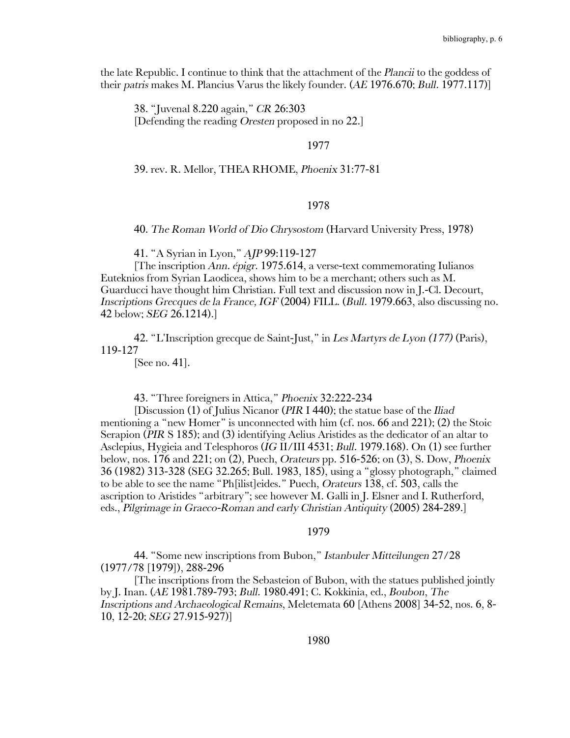the late Republic. I continue to think that the attachment of the *Plancii* to the goddess of their *patris* makes M. Plancius Varus the likely founder. (*AE* 1976.670; *Bull.* 1977.117)]

38. "Juvenal 8.220 again," *CR* 26:303
[Defending the reading *Oresten* proposed in no 22.]

1977

39. rev. R. Mellor, THEA RHOME, *Phoenix* 31:77-81

1978

40. *The Roman World of Dio Chrysostom* (Harvard University Press, 1978)

41. "A Syrian in Lyon," *AJP* 99:119-127
[The inscription *Ann. épigr.* 1975.614, a verse-text commemorating Iulianos Euteknios from Syrian Laodicea, shows him to be a merchant; others such as M. Guarducci have thought him Christian. Full text and discussion now in J.-Cl. Decourt, *Inscriptions Grecques de la France, IGF* (2004) FILL. (*Bull.* 1979.663, also discussing no. 42 below; *SEG* 26.1214).]

42. "L'Inscription grecque de Saint-Just," in *Les Martyrs de Lyon (177)* (Paris), 119-127
[See no. 41].

43. "Three foreigners in Attica," *Phoenix* 32:222-234
[Discussion (1) of Julius Nicanor (*PIR* I 440); the statue base of the *Iliad* mentioning a "new Homer" is unconnected with him (cf. nos. 66 and 221); (2) the Stoic Serapion (*PIR* S 185); and (3) identifying Aelius Aristides as the dedicator of an altar to Asclepius, Hygieia and Telesphoros (*IG* II/III 4531; *Bull.* 1979.168). On (1) see further below, nos. 176 and 221; on (2), Puech, *Orateurs* pp. 516-526; on (3), S. Dow, *Phoenix* 36 (1982) 313-328 (SEG 32.265; Bull. 1983, 185), using a "glossy photograph," claimed to be able to see the name "Ph[ilist]eides." Puech, *Orateurs* 138, cf. 503, calls the ascription to Aristides "arbitrary"; see however M. Galli in J. Elsner and I. Rutherford, eds., *Pilgrimage in Graeco-Roman and early Christian Antiquity* (2005) 284-289.]

1979

44. "Some new inscriptions from Bubon," *Istanbuler Mitteilungen* 27/28 (1977/78 [1979]), 288-296
[The inscriptions from the Sebasteion of Bubon, with the statues published jointly by J. Inan. (*AE* 1981.789-793; *Bull.* 1980.491; C. Kokkinia, ed., *Boubon, The Inscriptions and Archaeological Remains*, Meletemata 60 [Athens 2008] 34-52, nos. 6, 8-10, 12-20; *SEG* 27.915-927)]

1980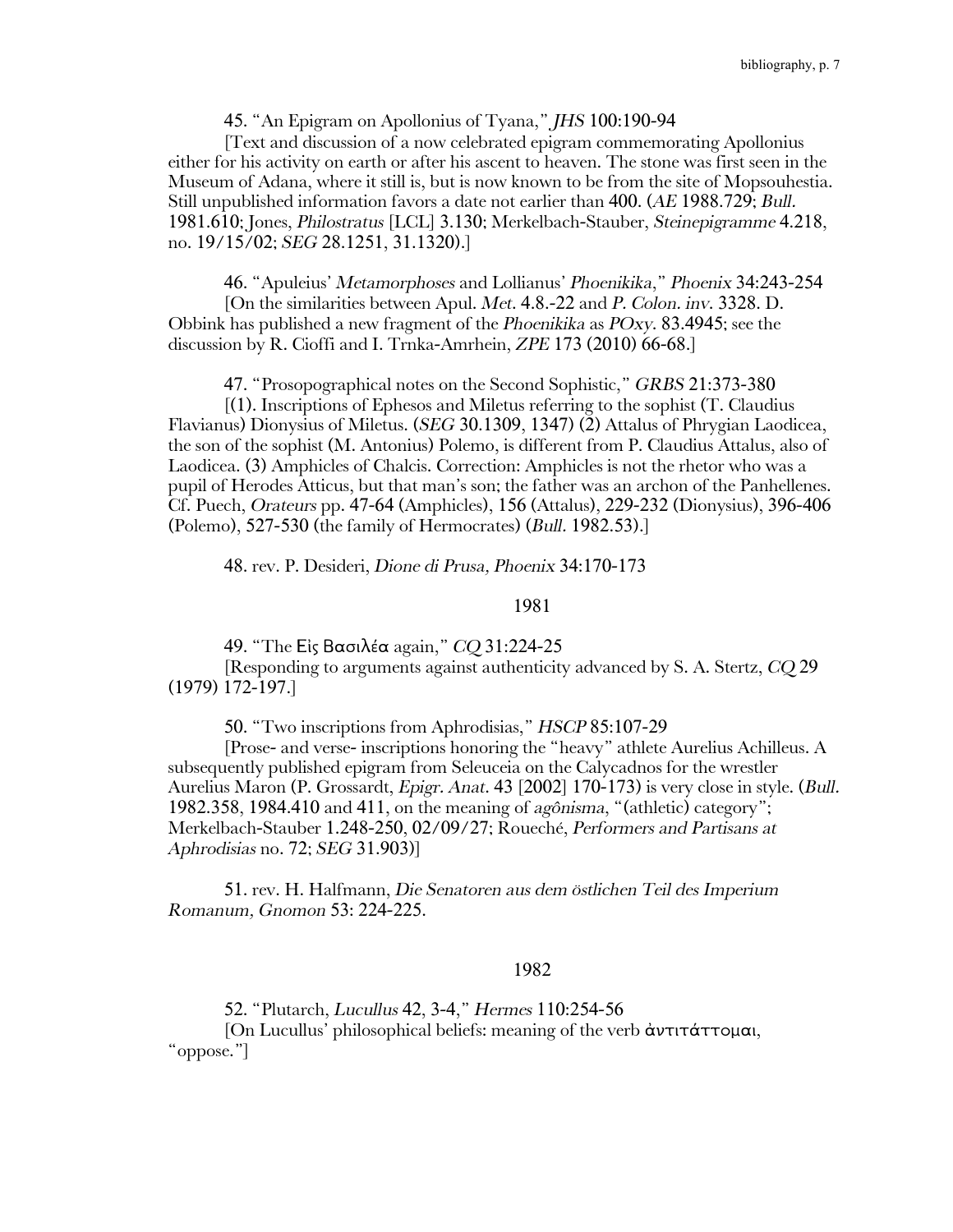45. "An Epigram on Apollonius of Tyana," *JHS* 100:190-94

[Text and discussion of a now celebrated epigram commemorating Apollonius either for his activity on earth or after his ascent to heaven. The stone was first seen in the Museum of Adana, where it still is, but is now known to be from the site of Mopsouhestia. Still unpublished information favors a date not earlier than 400. (*AE* 1988.729; *Bull.* 1981.610; Jones, *Philostratus* [LCL] 3.130; Merkelbach-Stauber, *Steinepigramme* 4.218, no. 19/15/02; *SEG* 28.1251, 31.1320).]

46. "Apuleius' *Metamorphoses* and Lollianus' *Phoenikika*," *Phoenix* 34:243-254

[On the similarities between Apul. *Met.* 4.8.-22 and *P. Colon. inv.* 3328. D. Obbink has published a new fragment of the *Phoenikika* as *POxy.* 83.4945; see the discussion by R. Cioffi and I. Trnka-Amrhein, *ZPE* 173 (2010) 66-68.]

47. "Prosopographical notes on the Second Sophistic," *GRBS* 21:373-380

[(1). Inscriptions of Ephesos and Miletus referring to the sophist (T. Claudius Flavianus) Dionysius of Miletus. (*SEG* 30.1309, 1347) (2) Attalus of Phrygian Laodicea, the son of the sophist (M. Antonius) Polemo, is different from P. Claudius Attalus, also of Laodicea. (3) Amphicles of Chalcis. Correction: Amphicles is not the rhetor who was a pupil of Herodes Atticus, but that man's son; the father was an archon of the Panhellenes. Cf. Puech, *Orateurs* pp. 47-64 (Amphicles), 156 (Attalus), 229-232 (Dionysius), 396-406 (Polemo), 527-530 (the family of Hermocrates) (*Bull.* 1982.53).]

48. rev. P. Desideri, *Dione di Prusa, Phoenix* 34:170-173

1981

49. "The Εἰς Βασιλέα again," *CQ* 31:224-25

[Responding to arguments against authenticity advanced by S. A. Stertz, *CQ* 29 (1979) 172-197.]

50. "Two inscriptions from Aphrodisias," *HSCP* 85:107-29

[Prose- and verse- inscriptions honoring the "heavy" athlete Aurelius Achilleus. A subsequently published epigram from Seleuceia on the Calycadnos for the wrestler Aurelius Maron (P. Grossardt, *Epigr. Anat.* 43 [2002] 170-173) is very close in style. (*Bull.* 1982.358, 1984.410 and 411, on the meaning of *agônisma*, "(athletic) category"; Merkelbach-Stauber 1.248-250, 02/09/27; Roueché, *Performers and Partisans at Aphrodisias* no. 72; *SEG* 31.903)]

51. rev. H. Halfmann, *Die Senatoren aus dem östlichen Teil des Imperium Romanum, Gnomon* 53: 224-225.

1982

52. "Plutarch, *Lucullus* 42, 3-4," *Hermes* 110:254-56

[On Lucullus' philosophical beliefs: meaning of the verb ἀντιτάττομαι, "oppose."]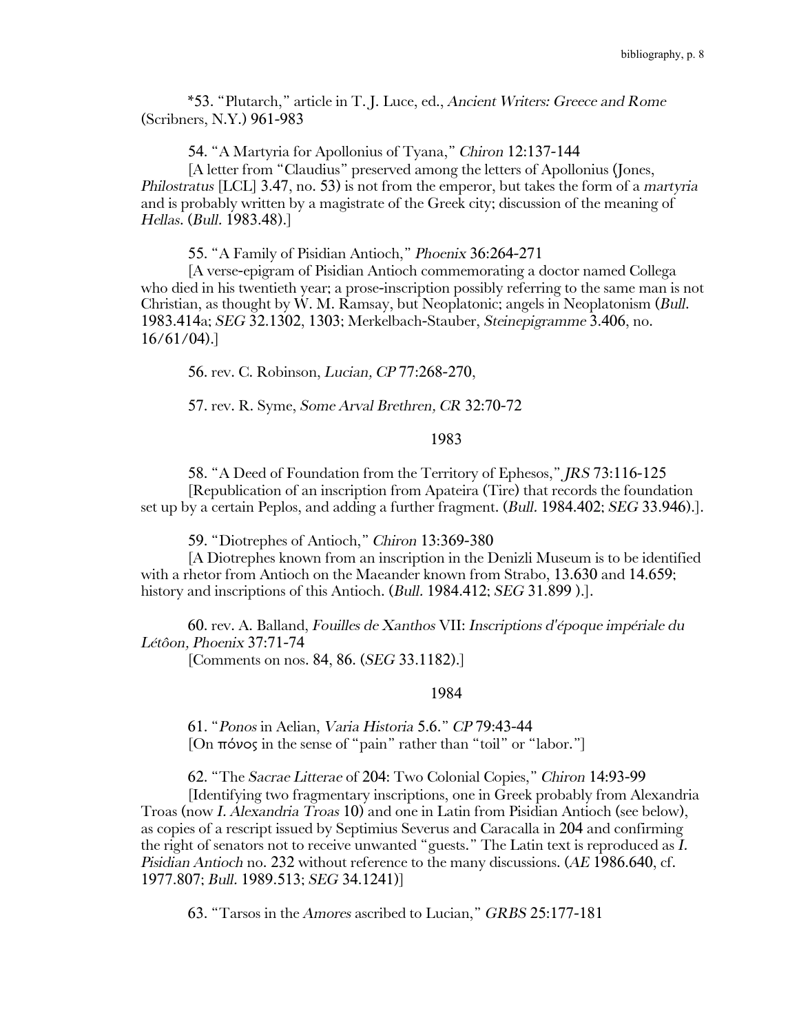*53. "Plutarch," article in T. J. Luce, ed., *Ancient Writers: Greece and Rome* (Scribners, N.Y.) 961-983

54. "A Martyria for Apollonius of Tyana," *Chiron* 12:137-144
[A letter from "Claudius" preserved among the letters of Apollonius (Jones, *Philostratus* [LCL] 3.47, no. 53) is not from the emperor, but takes the form of a *martyria* and is probably written by a magistrate of the Greek city; discussion of the meaning of *Hellas*. (*Bull.* 1983.48).]

55. "A Family of Pisidian Antioch," *Phoenix* 36:264-271
[A verse-epigram of Pisidian Antioch commemorating a doctor named Collega who died in his twentieth year; a prose-inscription possibly referring to the same man is not Christian, as thought by W. M. Ramsay, but Neoplatonic; angels in Neoplatonism (*Bull.* 1983.414a; *SEG* 32.1302, 1303; Merkelbach-Stauber, *Steinepigramme* 3.406, no. 16/61/04).]

56. rev. C. Robinson, *Lucian, CP* 77:268-270,

57. rev. R. Syme, *Some Arval Brethren, CR* 32:70-72

1983

58. "A Deed of Foundation from the Territory of Ephesos," *JRS* 73:116-125
[Republication of an inscription from Apateira (Tire) that records the foundation set up by a certain Peplos, and adding a further fragment. (*Bull.* 1984.402; *SEG* 33.946).].

59. "Diotrephes of Antioch," *Chiron* 13:369-380
[A Diotrephes known from an inscription in the Denizli Museum is to be identified with a rhetor from Antioch on the Maeander known from Strabo, 13.630 and 14.659; history and inscriptions of this Antioch. (*Bull.* 1984.412; *SEG* 31.899 ).].

60. rev. A. Balland, *Fouilles de Xanthos* VII: *Inscriptions d'époque impériale du Létôon, Phoenix* 37:71-74
[Comments on nos. 84, 86. (*SEG* 33.1182).]

1984

61. "*Ponos* in Aelian, *Varia Historia* 5.6." *CP* 79:43-44
[On πόνος in the sense of "pain" rather than "toil" or "labor."]

62. "The *Sacrae Litterae* of 204: Two Colonial Copies," *Chiron* 14:93-99
[Identifying two fragmentary inscriptions, one in Greek probably from Alexandria Troas (now *I. Alexandria Troas* 10) and one in Latin from Pisidian Antioch (see below), as copies of a rescript issued by Septimius Severus and Caracalla in 204 and confirming the right of senators not to receive unwanted "guests." The Latin text is reproduced as *I. Pisidian Antioch* no. 232 without reference to the many discussions. (*AE* 1986.640, cf. 1977.807; *Bull.* 1989.513; *SEG* 34.1241)]

63. "Tarsos in the *Amores* ascribed to Lucian," *GRBS* 25:177-181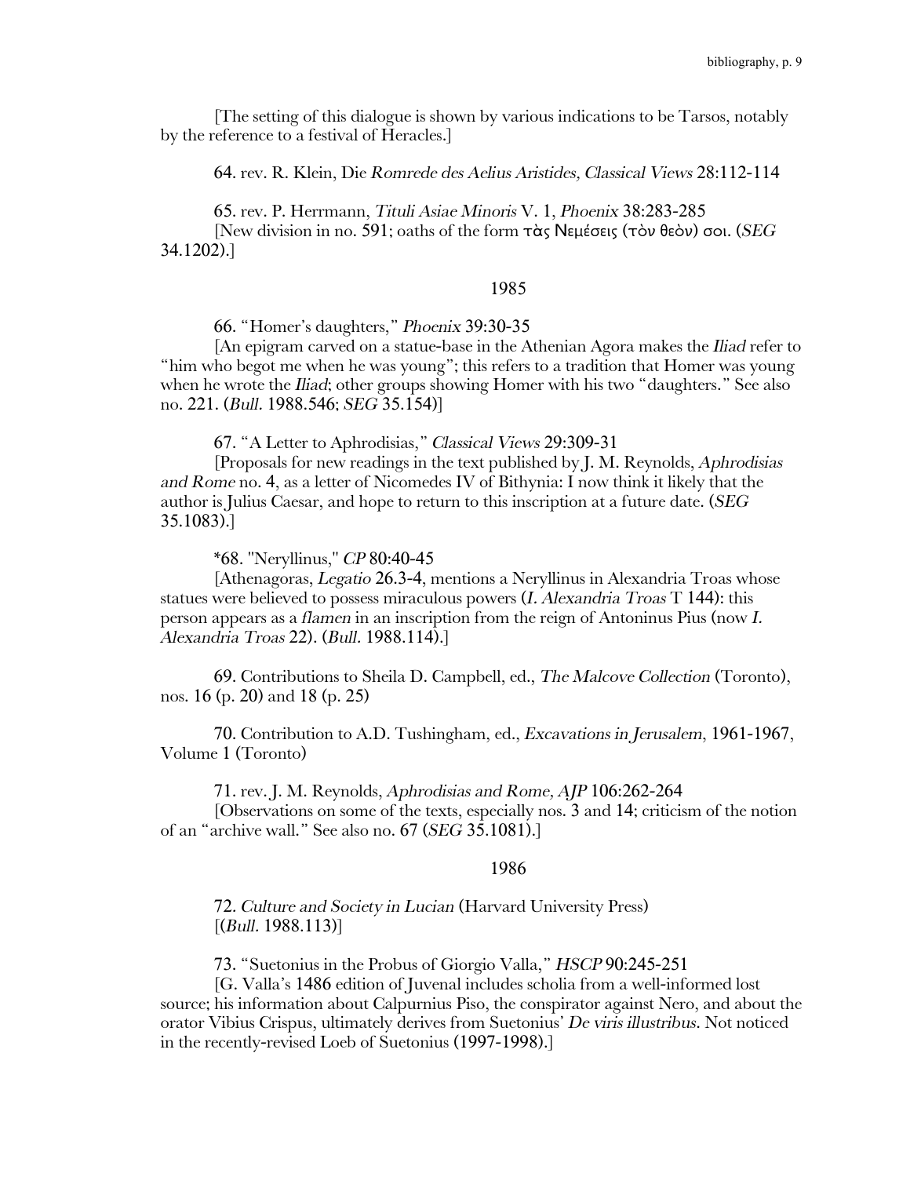[The setting of this dialogue is shown by various indications to be Tarsos, notably by the reference to a festival of Heracles.]

64. rev. R. Klein, Die *Romrede des Aelius Aristides, Classical Views* 28:112-114

65. rev. P. Herrmann, *Tituli Asiae Minoris* V. 1, *Phoenix* 38:283-285
[New division in no. 591; oaths of the form τὰς Νεμέσεις (τὸν θεὸν) σοι. (*SEG* 34.1202).]

## 1985

66. "Homer's daughters," *Phoenix* 39:30-35
[An epigram carved on a statue-base in the Athenian Agora makes the *Iliad* refer to "him who begot me when he was young"; this refers to a tradition that Homer was young when he wrote the *Iliad*; other groups showing Homer with his two "daughters." See also no. 221. (*Bull.* 1988.546; *SEG* 35.154)]

67. "A Letter to Aphrodisias," *Classical Views* 29:309-31
[Proposals for new readings in the text published by J. M. Reynolds, *Aphrodisias and Rome* no. 4, as a letter of Nicomedes IV of Bithynia: I now think it likely that the author is Julius Caesar, and hope to return to this inscription at a future date. (*SEG* 35.1083).]

*68. "Neryllinus," *CP* 80:40-45
[Athenagoras, *Legatio* 26.3-4, mentions a Neryllinus in Alexandria Troas whose statues were believed to possess miraculous powers (*I. Alexandria Troas* T 144): this person appears as a *flamen* in an inscription from the reign of Antoninus Pius (now *I. Alexandria Troas* 22). (*Bull.* 1988.114).]

69. Contributions to Sheila D. Campbell, ed., *The Malcove Collection* (Toronto), nos. 16 (p. 20) and 18 (p. 25)

70. Contribution to A.D. Tushingham, ed., *Excavations in Jerusalem*, 1961-1967, Volume 1 (Toronto)

71. rev. J. M. Reynolds, *Aphrodisias and Rome, AJP* 106:262-264
[Observations on some of the texts, especially nos. 3 and 14; criticism of the notion of an "archive wall." See also no. 67 (*SEG* 35.1081).]

## 1986

72. *Culture and Society in Lucian* (Harvard University Press)
[(*Bull.* 1988.113)]

73. "Suetonius in the Probus of Giorgio Valla," *HSCP* 90:245-251
[G. Valla's 1486 edition of Juvenal includes scholia from a well-informed lost source; his information about Calpurnius Piso, the conspirator against Nero, and about the orator Vibius Crispus, ultimately derives from Suetonius' *De viris illustribus*. Not noticed in the recently-revised Loeb of Suetonius (1997-1998).]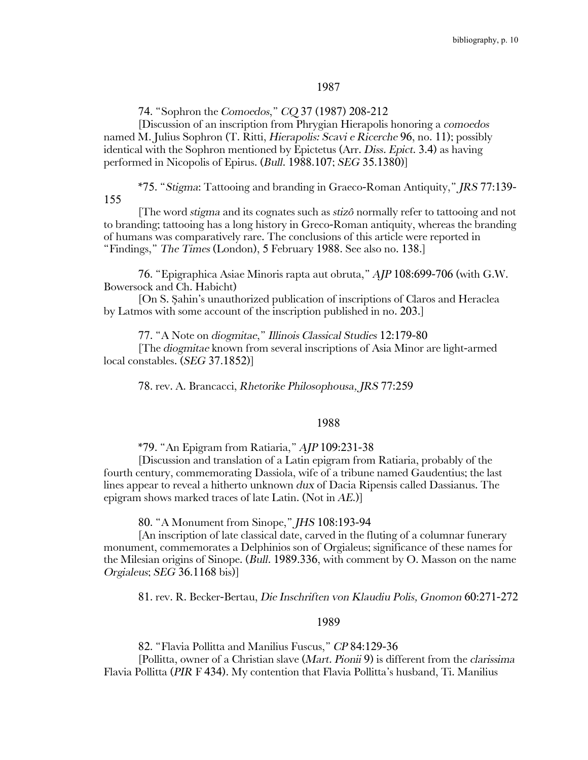## 1987

74. "Sophron the *Comoedos*," *CQ* 37 (1987) 208-212

[Discussion of an inscription from Phrygian Hierapolis honoring a *comoedos* named M. Julius Sophron (T. Ritti, *Hierapolis: Scavi e Ricerche* 96, no. 11); possibly identical with the Sophron mentioned by Epictetus (Arr. *Diss. Epict.* 3.4) as having performed in Nicopolis of Epirus. (*Bull.* 1988.107; *SEG* 35.1380)]

*75. "*Stigma*: Tattooing and branding in Graeco-Roman Antiquity," *JRS* 77:139-155

[The word *stigma* and its cognates such as *stizô* normally refer to tattooing and not to branding; tattooing has a long history in Greco-Roman antiquity, whereas the branding of humans was comparatively rare. The conclusions of this article were reported in "Findings," *The Times* (London), 5 February 1988. See also no. 138.]

76. "Epigraphica Asiae Minoris rapta aut obruta," *AJP* 108:699-706 (with G.W. Bowersock and Ch. Habicht)

[On S. Şahin's unauthorized publication of inscriptions of Claros and Heraclea by Latmos with some account of the inscription published in no. 203.]

77. "A Note on *diogmitae*," *Illinois Classical Studies* 12:179-80

[The *diogmitae* known from several inscriptions of Asia Minor are light-armed local constables. (*SEG* 37.1852)]

78. rev. A. Brancacci, *Rhetorike Philosophousa, JRS* 77:259

## 1988

*79. "An Epigram from Ratiaria," *AJP* 109:231-38

[Discussion and translation of a Latin epigram from Ratiaria, probably of the fourth century, commemorating Dassiola, wife of a tribune named Gaudentius; the last lines appear to reveal a hitherto unknown *dux* of Dacia Ripensis called Dassianus. The epigram shows marked traces of late Latin. (Not in *AE*.)]

80. "A Monument from Sinope," *JHS* 108:193-94

[An inscription of late classical date, carved in the fluting of a columnar funerary monument, commemorates a Delphinios son of Orgialeus; significance of these names for the Milesian origins of Sinope. (*Bull.* 1989.336, with comment by O. Masson on the name *Orgialeus*; *SEG* 36.1168 bis)]

81. rev. R. Becker-Bertau, *Die Inschriften von Klaudiu Polis, Gnomon* 60:271-272

## 1989

82. "Flavia Pollitta and Manilius Fuscus," *CP* 84:129-36

[Pollitta, owner of a Christian slave (*Mart. Pionii* 9) is different from the *clarissima* Flavia Pollitta (*PIR* F 434). My contention that Flavia Pollitta's husband, Ti. Manilius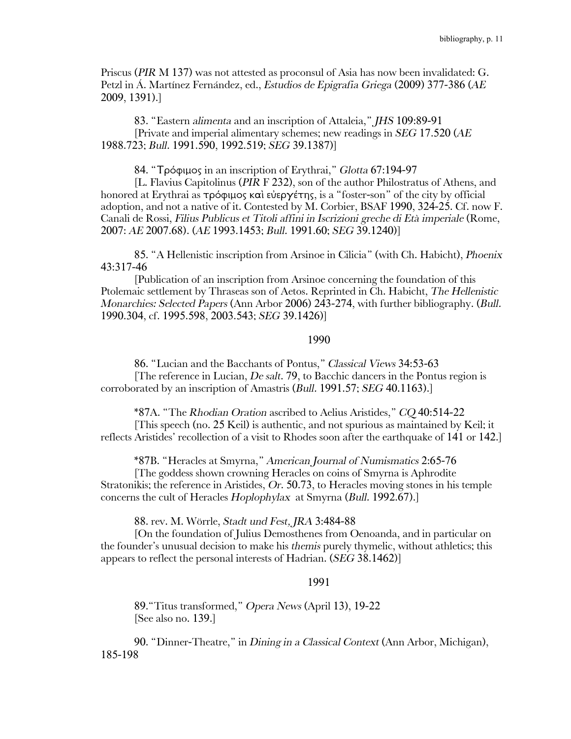Priscus (*PIR* M 137) was not attested as proconsul of Asia has now been invalidated: G. Petzl in Á. Martínez Fernández, ed., *Estudios de Epigrafia Griega* (2009) 377-386 (*AE* 2009, 1391).]

83. "Eastern *alimenta* and an inscription of Attaleia," *JHS* 109:89-91
[Private and imperial alimentary schemes; new readings in *SEG* 17.520 (*AE* 1988.723; *Bull.* 1991.590, 1992.519; *SEG* 39.1387)]

84. "Τρόφιμος in an inscription of Erythrai," *Glotta* 67:194-97
[L. Flavius Capitolinus (*PIR* F 232), son of the author Philostratus of Athens, and honored at Erythrai as τρόφιμος καὶ εὐεργέτης, is a "foster-son" of the city by official adoption, and not a native of it. Contested by M. Corbier, BSAF 1990, 324-25. Cf. now F. Canali de Rossi, *Filius Publicus et Titoli affini in Iscrizioni greche di Età imperiale* (Rome, 2007: *AE* 2007.68). (*AE* 1993.1453; *Bull.* 1991.60; *SEG* 39.1240)]

85. "A Hellenistic inscription from Arsinoe in Cilicia" (with Ch. Habicht), *Phoenix* 43:317-46
[Publication of an inscription from Arsinoe concerning the foundation of this Ptolemaic settlement by Thraseas son of Aetos. Reprinted in Ch. Habicht, *The Hellenistic Monarchies: Selected Papers* (Ann Arbor 2006) 243-274, with further bibliography. (*Bull.* 1990.304, cf. 1995.598, 2003.543; *SEG* 39.1426)]

## 1990

86. "Lucian and the Bacchants of Pontus," *Classical Views* 34:53-63
[The reference in Lucian, *De salt.* 79, to Bacchic dancers in the Pontus region is corroborated by an inscription of Amastris (*Bull.* 1991.57; *SEG* 40.1163).]

*87A. "The *Rhodian Oration* ascribed to Aelius Aristides," *CQ* 40:514-22
[This speech (no. 25 Keil) is authentic, and not spurious as maintained by Keil; it reflects Aristides' recollection of a visit to Rhodes soon after the earthquake of 141 or 142.]

*87B. "Heracles at Smyrna," *American Journal of Numismatics* 2:65-76
[The goddess shown crowning Heracles on coins of Smyrna is Aphrodite Stratonikis; the reference in Aristides, *Or.* 50.73, to Heracles moving stones in his temple concerns the cult of Heracles *Hoplophylax* at Smyrna (*Bull.* 1992.67).]

88. rev. M. Wörrle, *Stadt und Fest*, *JRA* 3:484-88
[On the foundation of Julius Demosthenes from Oenoanda, and in particular on the founder's unusual decision to make his *themis* purely thymelic, without athletics; this appears to reflect the personal interests of Hadrian. (*SEG* 38.1462)]

## 1991

89. "Titus transformed," *Opera News* (April 13), 19-22
[See also no. 139.]

90. "Dinner-Theatre," in *Dining in a Classical Context* (Ann Arbor, Michigan), 185-198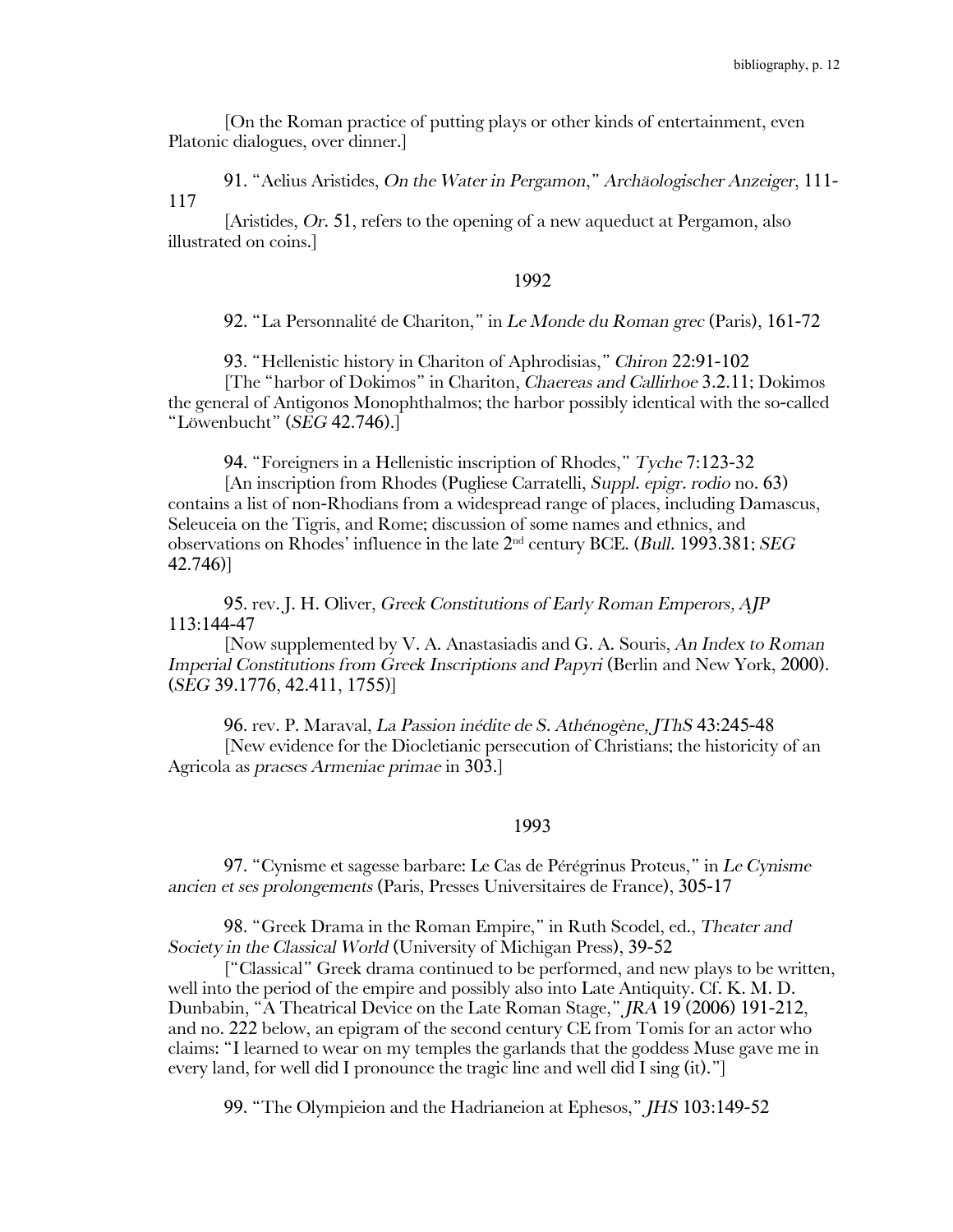[On the Roman practice of putting plays or other kinds of entertainment, even Platonic dialogues, over dinner.]

91. "Aelius Aristides, *On the Water in Pergamon*," *Archäologischer Anzeiger*, 111-117

[Aristides, *Or*. 51, refers to the opening of a new aqueduct at Pergamon, also illustrated on coins.]

1992

92. "La Personnalité de Chariton," in *Le Monde du Roman grec* (Paris), 161-72

93. "Hellenistic history in Chariton of Aphrodisias," *Chiron* 22:91-102

[The "harbor of Dokimos" in Chariton, *Chaereas and Callirhoe* 3.2.11; Dokimos the general of Antigonos Monophthalmos; the harbor possibly identical with the so-called "Löwenbucht" (*SEG* 42.746).]

94. "Foreigners in a Hellenistic inscription of Rhodes," *Tyche* 7:123-32

[An inscription from Rhodes (Pugliese Carratelli, *Suppl. epigr. rodio* no. 63) contains a list of non-Rhodians from a widespread range of places, including Damascus, Seleuceia on the Tigris, and Rome; discussion of some names and ethnics, and observations on Rhodes' influence in the late 2nd century BCE. (*Bull.* 1993.381; *SEG* 42.746)]

95. rev. J. H. Oliver, *Greek Constitutions of Early Roman Emperors, AJP* 113:144-47

[Now supplemented by V. A. Anastasiadis and G. A. Souris, *An Index to Roman Imperial Constitutions from Greek Inscriptions and Papyri* (Berlin and New York, 2000). (*SEG* 39.1776, 42.411, 1755)]

96. rev. P. Maraval, *La Passion inédite de S. Athénogène, JThS* 43:245-48

[New evidence for the Diocletianic persecution of Christians; the historicity of an Agricola as *praeses Armeniae primae* in 303.]

1993

97. "Cynisme et sagesse barbare: Le Cas de Pérégrinus Proteus," in *Le Cynisme ancien et ses prolongements* (Paris, Presses Universitaires de France), 305-17

98. "Greek Drama in the Roman Empire," in Ruth Scodel, ed., *Theater and Society in the Classical World* (University of Michigan Press), 39-52

["Classical" Greek drama continued to be performed, and new plays to be written, well into the period of the empire and possibly also into Late Antiquity. Cf. K. M. D. Dunbabin, "A Theatrical Device on the Late Roman Stage," *JRA* 19 (2006) 191-212, and no. 222 below, an epigram of the second century CE from Tomis for an actor who claims: "I learned to wear on my temples the garlands that the goddess Muse gave me in every land, for well did I pronounce the tragic line and well did I sing (it)."]

99. "The Olympieion and the Hadrianeion at Ephesos," *JHS* 103:149-52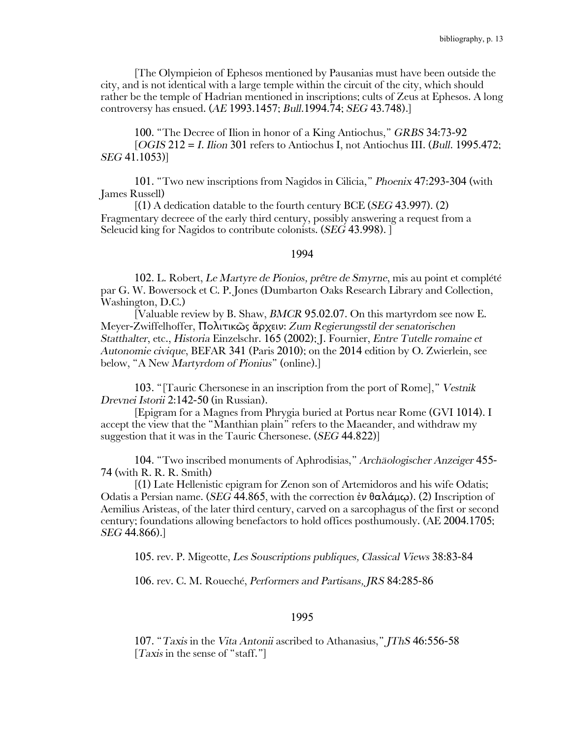[The Olympieion of Ephesos mentioned by Pausanias must have been outside the city, and is not identical with a large temple within the circuit of the city, which should rather be the temple of Hadrian mentioned in inscriptions; cults of Zeus at Ephesos. A long controversy has ensued. (*AE* 1993.1457; *Bull*.1994.74; *SEG* 43.748).]

100. "The Decree of Ilion in honor of a King Antiochus," *GRBS* 34:73-92
[*OGIS* 212 = *I. Ilion* 301 refers to Antiochus I, not Antiochus III. (*Bull*. 1995.472; *SEG* 41.1053)]

101. "Two new inscriptions from Nagidos in Cilicia," *Phoenix* 47:293-304 (with James Russell)
[(1) A dedication datable to the fourth century BCE (*SEG* 43.997). (2) Fragmentary decreee of the early third century, possibly answering a request from a Seleucid king for Nagidos to contribute colonists. (*SEG* 43.998). ]

## 1994

102. L. Robert, *Le Martyre de Pionios, prêtre de Smyrne*, mis au point et complété par G. W. Bowersock et C. P. Jones (Dumbarton Oaks Research Library and Collection, Washington, D.C.)
[Valuable review by B. Shaw, *BMCR* 95.02.07. On this martyrdom see now E. Meyer-Zwiffelhoffer, *Πολιτικῶς ἄρχειν: Zum Regierungsstil der senatorischen Statthalter*, etc., *Historia* Einzelschr. 165 (2002); J. Fournier, *Entre Tutelle romaine et Autonomie civique*, BEFAR 341 (Paris 2010); on the 2014 edition by O. Zwierlein, see below, "A New *Martyrdom of Pionius*" (online).]

103. "[Tauric Chersonese in an inscription from the port of Rome]," *Vestnik Drevnei Istorii* 2:142-50 (in Russian).
[Epigram for a Magnes from Phrygia buried at Portus near Rome (GVI 1014). I accept the view that the "Manthian plain" refers to the Maeander, and withdraw my suggestion that it was in the Tauric Chersonese. (*SEG* 44.822)]

104. "Two inscribed monuments of Aphrodisias," *Archäologischer Anzeiger* 455-74 (with R. R. R. Smith)
[(1) Late Hellenistic epigram for Zenon son of Artemidoros and his wife Odatis; Odatis a Persian name. (*SEG* 44.865, with the correction ἐν θαλάμῳ). (2) Inscription of Aemilius Aristeas, of the later third century, carved on a sarcophagus of the first or second century; foundations allowing benefactors to hold offices posthumously. (AE 2004.1705; *SEG* 44.866).]

105. rev. P. Migeotte, *Les Souscriptions publiques, Classical Views* 38:83-84

106. rev. C. M. Roueché, *Performers and Partisans, JRS* 84:285-86

## 1995

107. "*Taxis* in the *Vita Antonii* ascribed to Athanasius," *JThS* 46:556-58
[*Taxis* in the sense of "staff."]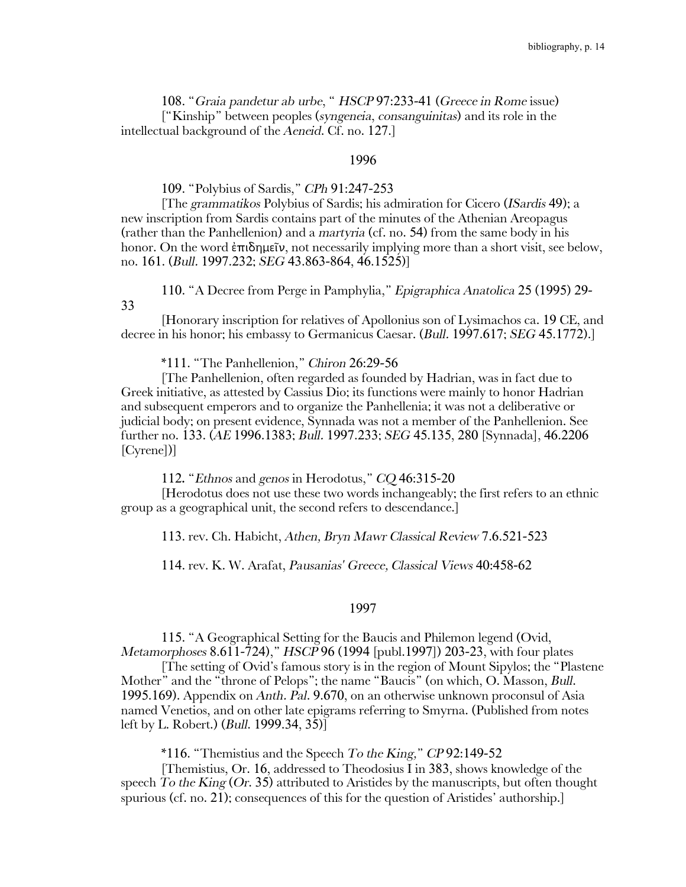108. "*Graia pandetur ab urbe*, " *HSCP* 97:233-41 (*Greece in Rome* issue)
["Kinship" between peoples (*syngeneia*, *consanguinitas*) and its role in the intellectual background of the *Aeneid*. Cf. no. 127.]

## 1996

109. "Polybius of Sardis," *CPh* 91:247-253
[The *grammatikos* Polybius of Sardis; his admiration for Cicero (*ISardis* 49); a new inscription from Sardis contains part of the minutes of the Athenian Areopagus (rather than the Panhellenion) and a *martyria* (cf. no. 54) from the same body in his honor. On the word ἐπιδημεῖν, not necessarily implying more than a short visit, see below, no. 161. (*Bull*. 1997.232; *SEG* 43.863-864, 46.1525)]

110. "A Decree from Perge in Pamphylia," *Epigraphica Anatolica* 25 (1995) 29-33
[Honorary inscription for relatives of Apollonius son of Lysimachos ca. 19 CE, and decree in his honor; his embassy to Germanicus Caesar. (*Bull*. 1997.617; *SEG* 45.1772).]

*111. "The Panhellenion," *Chiron* 26:29-56
[The Panhellenion, often regarded as founded by Hadrian, was in fact due to Greek initiative, as attested by Cassius Dio; its functions were mainly to honor Hadrian and subsequent emperors and to organize the Panhellenia; it was not a deliberative or judicial body; on present evidence, Synnada was not a member of the Panhellenion. See further no. 133. (*AE* 1996.1383; *Bull*. 1997.233; *SEG* 45.135, 280 [Synnada], 46.2206 [Cyrene])]

112. "*Ethnos* and *genos* in Herodotus," *CQ* 46:315-20
[Herodotus does not use these two words inchangeably; the first refers to an ethnic group as a geographical unit, the second refers to descendance.]

113. rev. Ch. Habicht, *Athen, Bryn Mawr Classical Review* 7.6.521-523

114. rev. K. W. Arafat, *Pausanias' Greece, Classical Views* 40:458-62

## 1997

115. "A Geographical Setting for the Baucis and Philemon legend (Ovid, *Metamorphoses* 8.611-724)," *HSCP* 96 (1994 [publ.1997]) 203-23, with four plates
[The setting of Ovid's famous story is in the region of Mount Sipylos; the "Plastene Mother" and the "throne of Pelops"; the name "Baucis" (on which, O. Masson, *Bull*. 1995.169). Appendix on *Anth. Pal*. 9.670, on an otherwise unknown proconsul of Asia named Venetios, and on other late epigrams referring to Smyrna. (Published from notes left by L. Robert.) (*Bull*. 1999.34, 35)]

*116. "Themistius and the Speech *To the King*," *CP* 92:149-52
[Themistius, Or. 16, addressed to Theodosius I in 383, shows knowledge of the speech *To the King* (*Or*. 35) attributed to Aristides by the manuscripts, but often thought spurious (cf. no. 21); consequences of this for the question of Aristides' authorship.]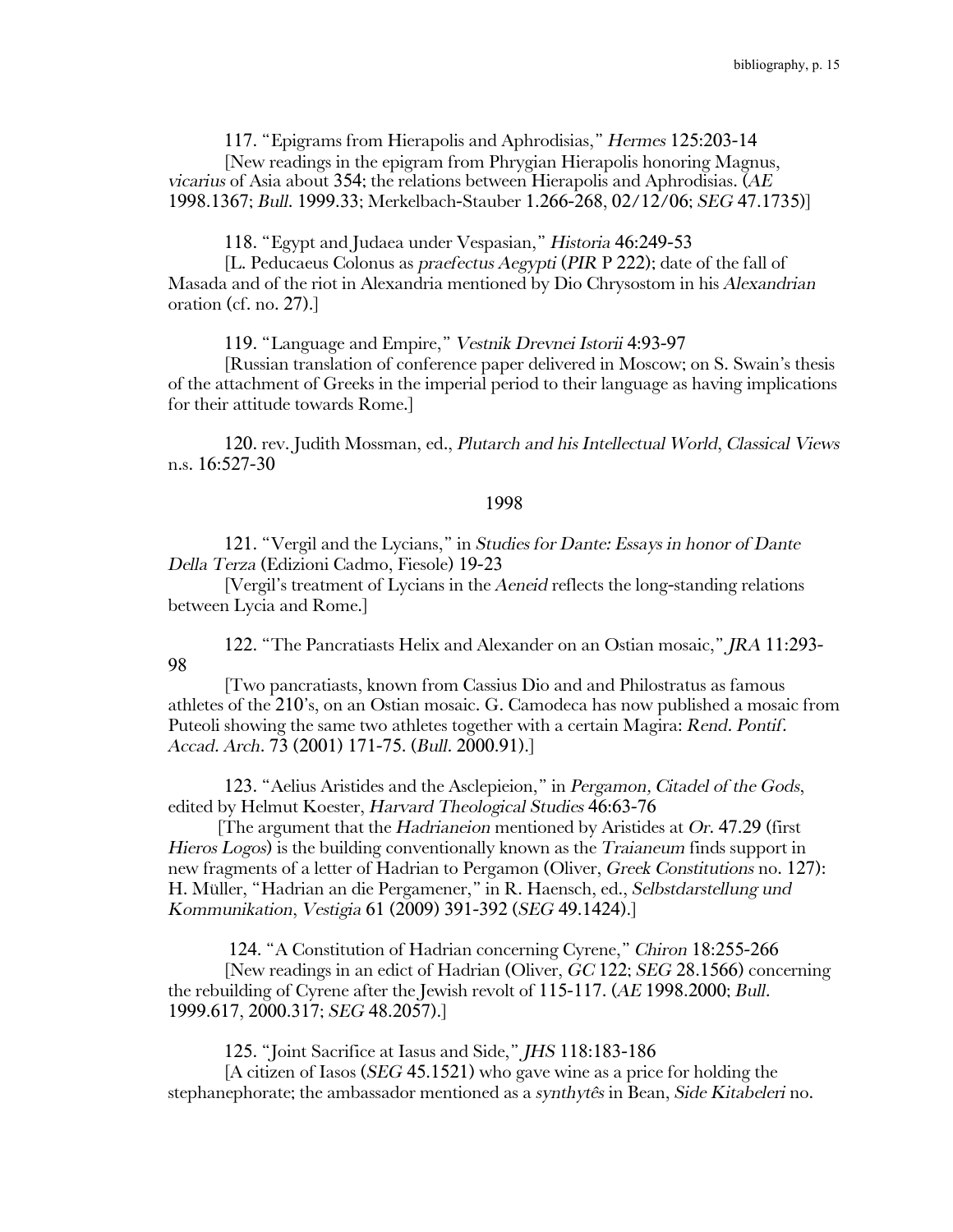117. "Epigrams from Hierapolis and Aphrodisias," *Hermes* 125:203-14

[New readings in the epigram from Phrygian Hierapolis honoring Magnus, *vicarius* of Asia about 354; the relations between Hierapolis and Aphrodisias. (*AE* 1998.1367; *Bull.* 1999.33; Merkelbach-Stauber 1.266-268, 02/12/06; *SEG* 47.1735)]

118. "Egypt and Judaea under Vespasian," *Historia* 46:249-53

[L. Peducaeus Colonus as *praefectus Aegypti* (*PIR* P 222); date of the fall of Masada and of the riot in Alexandria mentioned by Dio Chrysostom in his *Alexandrian* oration (cf. no. 27).]

119. "Language and Empire," *Vestnik Drevnei Istorii* 4:93-97

[Russian translation of conference paper delivered in Moscow; on S. Swain's thesis of the attachment of Greeks in the imperial period to their language as having implications for their attitude towards Rome.]

120. rev. Judith Mossman, ed., *Plutarch and his Intellectual World*, *Classical Views* n.s. 16:527-30

1998

121. "Vergil and the Lycians," in *Studies for Dante: Essays in honor of Dante Della Terza* (Edizioni Cadmo, Fiesole) 19-23

[Vergil's treatment of Lycians in the *Aeneid* reflects the long-standing relations between Lycia and Rome.]

122. "The Pancratiasts Helix and Alexander on an Ostian mosaic," *JRA* 11:293-98

[Two pancratiasts, known from Cassius Dio and and Philostratus as famous athletes of the 210's, on an Ostian mosaic. G. Camodeca has now published a mosaic from Puteoli showing the same two athletes together with a certain Magira: *Rend. Pontif. Accad. Arch.* 73 (2001) 171-75. (*Bull.* 2000.91).]

123. "Aelius Aristides and the Asclepieion," in *Pergamon, Citadel of the Gods*, edited by Helmut Koester, *Harvard Theological Studies* 46:63-76

[The argument that the *Hadrianeion* mentioned by Aristides at *Or.* 47.29 (first *Hieros Logos*) is the building conventionally known as the *Traianeum* finds support in new fragments of a letter of Hadrian to Pergamon (Oliver, *Greek Constitutions* no. 127): H. Müller, "Hadrian an die Pergamener," in R. Haensch, ed., *Selbstdarstellung und Kommunikation*, *Vestigia* 61 (2009) 391-392 (*SEG* 49.1424).]

124. "A Constitution of Hadrian concerning Cyrene," *Chiron* 18:255-266

[New readings in an edict of Hadrian (Oliver, *GC* 122; *SEG* 28.1566) concerning the rebuilding of Cyrene after the Jewish revolt of 115-117. (*AE* 1998.2000; *Bull.* 1999.617, 2000.317; *SEG* 48.2057).]

125. "Joint Sacrifice at Iasus and Side," *JHS* 118:183-186

[A citizen of Iasos (*SEG* 45.1521) who gave wine as a price for holding the stephanephorate; the ambassador mentioned as a *synthytês* in Bean, *Side Kitabeleri* no.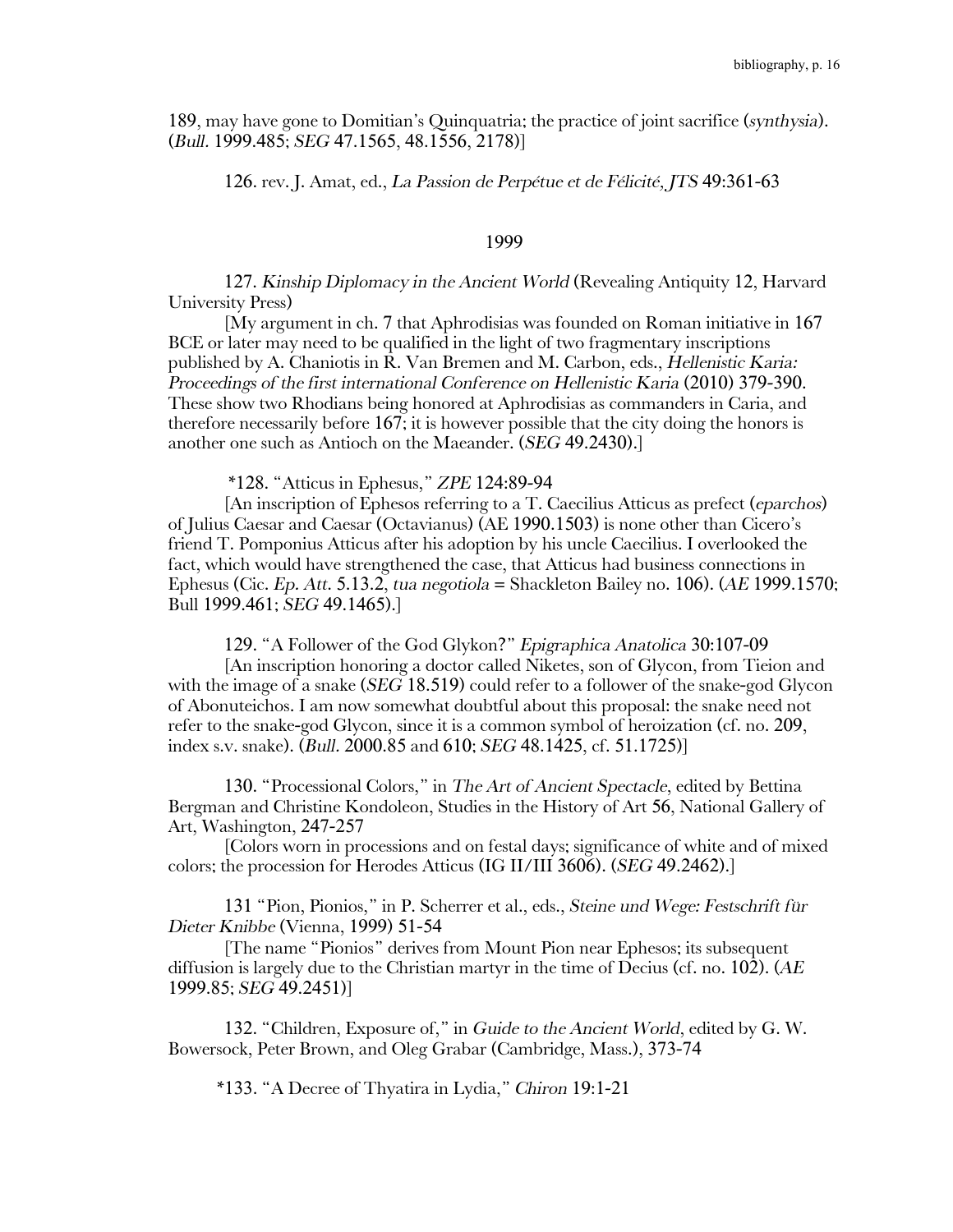189, may have gone to Domitian's Quinquatria; the practice of joint sacrifice (*synthysia*). (*Bull.* 1999.485; *SEG* 47.1565, 48.1556, 2178)]

126. rev. J. Amat, ed., *La Passion de Perpétue et de Félicité*, *JTS* 49:361-63

## 1999

127. *Kinship Diplomacy in the Ancient World* (Revealing Antiquity 12, Harvard University Press)

[My argument in ch. 7 that Aphrodisias was founded on Roman initiative in 167 BCE or later may need to be qualified in the light of two fragmentary inscriptions published by A. Chaniotis in R. Van Bremen and M. Carbon, eds., *Hellenistic Karia: Proceedings of the first international Conference on Hellenistic Karia* (2010) 379-390. These show two Rhodians being honored at Aphrodisias as commanders in Caria, and therefore necessarily before 167; it is however possible that the city doing the honors is another one such as Antioch on the Maeander. (*SEG* 49.2430).]

*128. "Atticus in Ephesus," *ZPE* 124:89-94

[An inscription of Ephesos referring to a T. Caecilius Atticus as prefect (*eparchos*) of Julius Caesar and Caesar (Octavianus) (AE 1990.1503) is none other than Cicero's friend T. Pomponius Atticus after his adoption by his uncle Caecilius. I overlooked the fact, which would have strengthened the case, that Atticus had business connections in Ephesus (Cic. *Ep. Att.* 5.13.2, *tua negotiola* = Shackleton Bailey no. 106). (*AE* 1999.1570; Bull 1999.461; *SEG* 49.1465).]

129. "A Follower of the God Glykon?" *Epigraphica Anatolica* 30:107-09

[An inscription honoring a doctor called Niketes, son of Glycon, from Tieion and with the image of a snake (*SEG* 18.519) could refer to a follower of the snake-god Glycon of Abonuteichos. I am now somewhat doubtful about this proposal: the snake need not refer to the snake-god Glycon, since it is a common symbol of heroization (cf. no. 209, index s.v. snake). (*Bull.* 2000.85 and 610; *SEG* 48.1425, cf. 51.1725)]

130. "Processional Colors," in *The Art of Ancient Spectacle*, edited by Bettina Bergman and Christine Kondoleon, Studies in the History of Art 56, National Gallery of Art, Washington, 247-257

[Colors worn in processions and on festal days; significance of white and of mixed colors; the procession for Herodes Atticus (IG II/III 3606). (*SEG* 49.2462).]

131 "Pion, Pionios," in P. Scherrer et al., eds., *Steine und Wege: Festschrift für Dieter Knibbe* (Vienna, 1999) 51-54

[The name "Pionios" derives from Mount Pion near Ephesos; its subsequent diffusion is largely due to the Christian martyr in the time of Decius (cf. no. 102). (*AE* 1999.85; *SEG* 49.2451)]

132. "Children, Exposure of," in *Guide to the Ancient World*, edited by G. W. Bowersock, Peter Brown, and Oleg Grabar (Cambridge, Mass.), 373-74

*133. "A Decree of Thyatira in Lydia," *Chiron* 19:1-21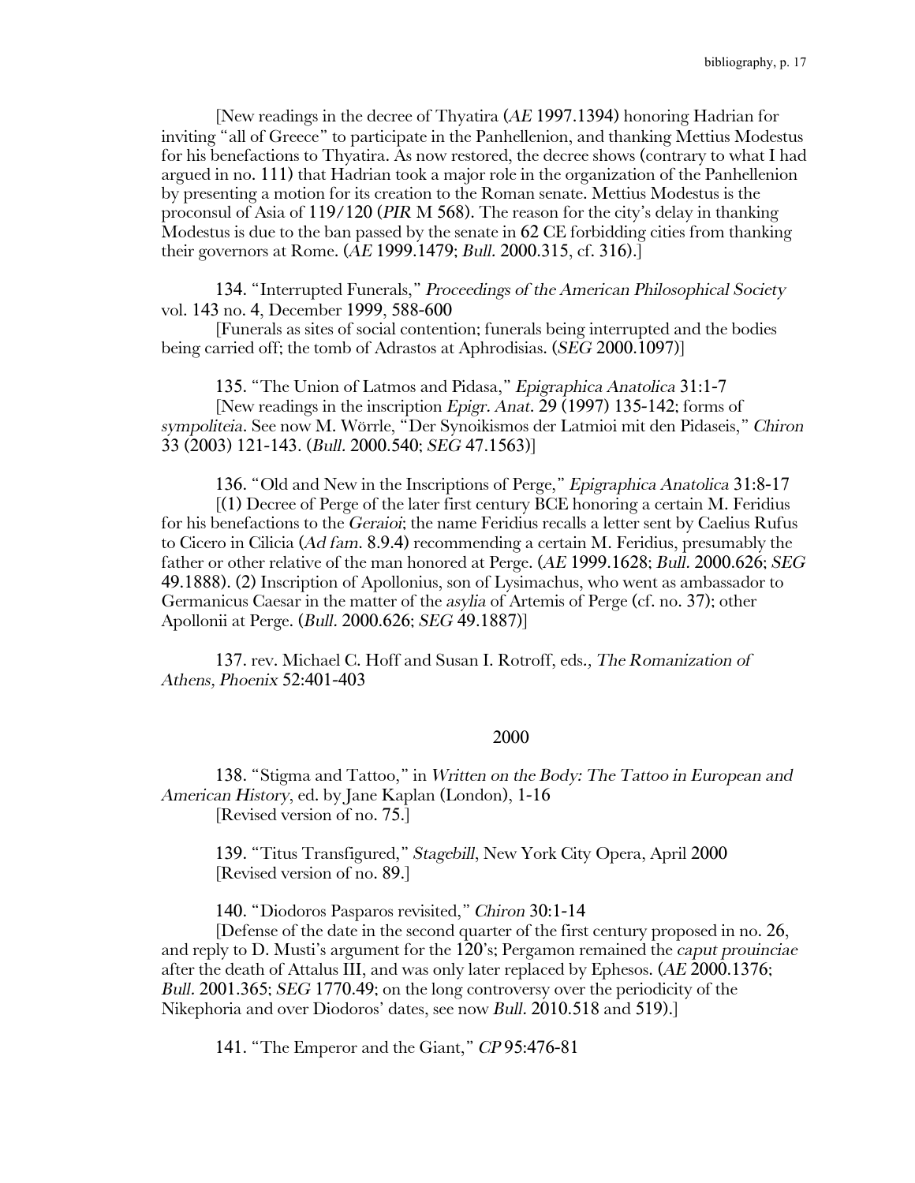[New readings in the decree of Thyatira (*AE* 1997.1394) honoring Hadrian for inviting "all of Greece" to participate in the Panhellenion, and thanking Mettius Modestus for his benefactions to Thyatira. As now restored, the decree shows (contrary to what I had argued in no. 111) that Hadrian took a major role in the organization of the Panhellenion by presenting a motion for its creation to the Roman senate. Mettius Modestus is the proconsul of Asia of 119/120 (*PIR* M 568). The reason for the city's delay in thanking Modestus is due to the ban passed by the senate in 62 CE forbidding cities from thanking their governors at Rome. (*AE* 1999.1479; *Bull.* 2000.315, cf. 316).]

134. "Interrupted Funerals," *Proceedings of the American Philosophical Society* vol. 143 no. 4, December 1999, 588-600

[Funerals as sites of social contention; funerals being interrupted and the bodies being carried off; the tomb of Adrastos at Aphrodisias. (*SEG* 2000.1097)]

135. "The Union of Latmos and Pidasa," *Epigraphica Anatolica* 31:1-7

[New readings in the inscription *Epigr. Anat.* 29 (1997) 135-142; forms of *sympoliteia*. See now M. Wörrle, "Der Synoikismos der Latmioi mit den Pidaseis," *Chiron* 33 (2003) 121-143. (*Bull.* 2000.540; *SEG* 47.1563)]

136. "Old and New in the Inscriptions of Perge," *Epigraphica Anatolica* 31:8-17

[(1) Decree of Perge of the later first century BCE honoring a certain M. Feridius for his benefactions to the *Geraioi*; the name Feridius recalls a letter sent by Caelius Rufus to Cicero in Cilicia (*Ad fam.* 8.9.4) recommending a certain M. Feridius, presumably the father or other relative of the man honored at Perge. (*AE* 1999.1628; *Bull.* 2000.626; *SEG* 49.1888). (2) Inscription of Apollonius, son of Lysimachus, who went as ambassador to Germanicus Caesar in the matter of the *asylia* of Artemis of Perge (cf. no. 37); other Apollonii at Perge. (*Bull.* 2000.626; *SEG* 49.1887)]

137. rev. Michael C. Hoff and Susan I. Rotroff, eds., *The Romanization of Athens, Phoenix* 52:401-403

## 2000

138. "Stigma and Tattoo," in *Written on the Body: The Tattoo in European and American History*, ed. by Jane Kaplan (London), 1-16

[Revised version of no. 75.]

139. "Titus Transfigured," *Stagebill*, New York City Opera, April 2000

[Revised version of no. 89.]

140. "Diodoros Pasparos revisited," *Chiron* 30:1-14

[Defense of the date in the second quarter of the first century proposed in no. 26, and reply to D. Musti's argument for the 120's; Pergamon remained the *caput prouinciae* after the death of Attalus III, and was only later replaced by Ephesos. (*AE* 2000.1376; *Bull.* 2001.365; *SEG* 1770.49; on the long controversy over the periodicity of the Nikephoria and over Diodoros' dates, see now *Bull.* 2010.518 and 519).]

141. "The Emperor and the Giant," *CP* 95:476-81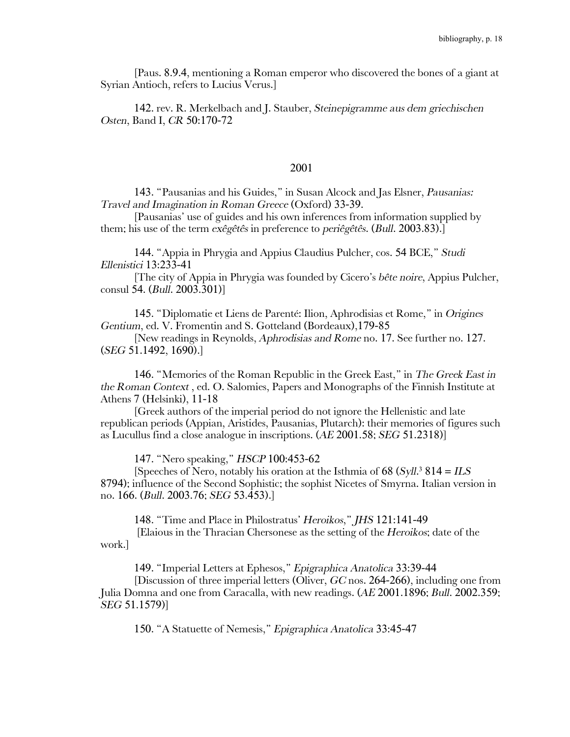[Paus. 8.9.4, mentioning a Roman emperor who discovered the bones of a giant at Syrian Antioch, refers to Lucius Verus.]

142. rev. R. Merkelbach and J. Stauber, *Steinepigramme aus dem griechischen Osten*, Band I, *CR* 50:170-72

## 2001

143. "Pausanias and his Guides," in Susan Alcock and Jas Elsner, *Pausanias: Travel and Imagination in Roman Greece* (Oxford) 33-39.

[Pausanias' use of guides and his own inferences from information supplied by them; his use of the term *exêgêtês* in preference to *periêgêtês*. (*Bull*. 2003.83).]

144. "Appia in Phrygia and Appius Claudius Pulcher, cos. 54 BCE," *Studi Ellenistici* 13:233-41

[The city of Appia in Phrygia was founded by Cicero's *bête noire*, Appius Pulcher, consul 54. (*Bull*. 2003.301)]

145. "Diplomatie et Liens de Parenté: Ilion, Aphrodisias et Rome," in *Origines Gentium*, ed. V. Fromentin and S. Gotteland (Bordeaux),179-85

[New readings in Reynolds, *Aphrodisias and Rome* no. 17. See further no. 127. (*SEG* 51.1492, 1690).]

146. "Memories of the Roman Republic in the Greek East," in *The Greek East in the Roman Context* , ed. O. Salomies, Papers and Monographs of the Finnish Institute at Athens 7 (Helsinki), 11-18

[Greek authors of the imperial period do not ignore the Hellenistic and late republican periods (Appian, Aristides, Pausanias, Plutarch): their memories of figures such as Lucullus find a close analogue in inscriptions. (*AE* 2001.58; *SEG* 51.2318)]

147. "Nero speaking," *HSCP* 100:453-62

[Speeches of Nero, notably his oration at the Isthmia of 68 (*Syll*.[3] 814 = *ILS* 8794); influence of the Second Sophistic; the sophist Nicetes of Smyrna. Italian version in no. 166. (*Bull*. 2003.76; *SEG* 53.453).]

148. "Time and Place in Philostratus' *Heroikos*," *JHS* 121:141-49

[Elaious in the Thracian Chersonese as the setting of the *Heroikos*; date of the work.]

149. "Imperial Letters at Ephesos," *Epigraphica Anatolica* 33:39-44

[Discussion of three imperial letters (Oliver, *GC* nos. 264-266), including one from Julia Domna and one from Caracalla, with new readings. (*AE* 2001.1896; *Bull*. 2002.359; *SEG* 51.1579)]

150. "A Statuette of Nemesis," *Epigraphica Anatolica* 33:45-47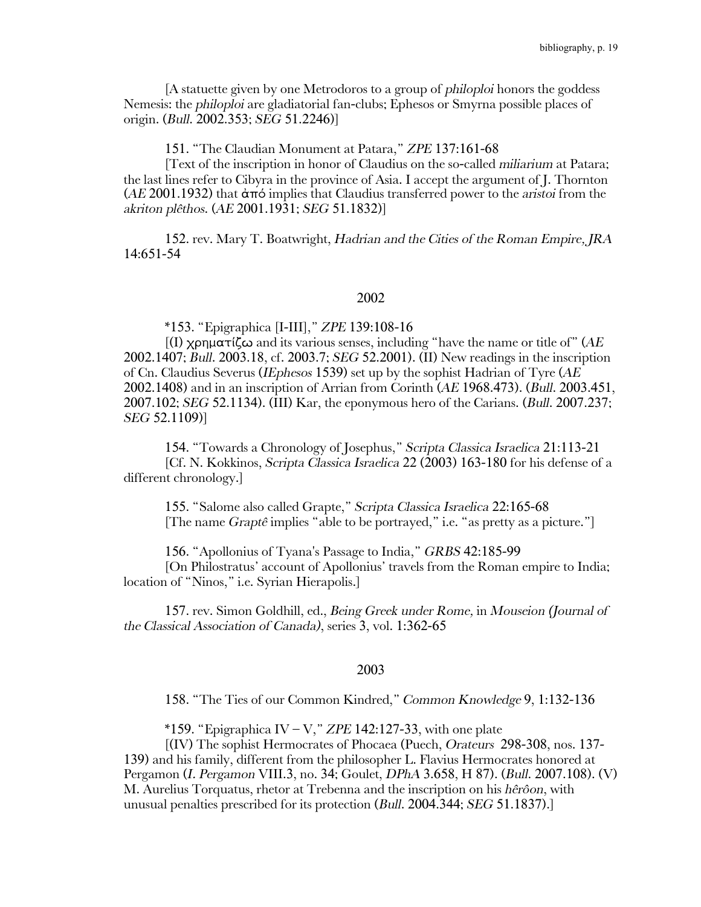[A statuette given by one Metrodoros to a group of *philoploi* honors the goddess Nemesis: the *philoploi* are gladiatorial fan-clubs; Ephesos or Smyrna possible places of origin. (*Bull.* 2002.353; *SEG* 51.2246)]

151. "The Claudian Monument at Patara," *ZPE* 137:161-68

[Text of the inscription in honor of Claudius on the so-called *miliarium* at Patara; the last lines refer to Cibyra in the province of Asia. I accept the argument of J. Thornton (*AE* 2001.1932) that ἀπό implies that Claudius transferred power to the *aristoi* from the *akriton plêthos*. (*AE* 2001.1931; *SEG* 51.1832)]

152. rev. Mary T. Boatwright, *Hadrian and the Cities of the Roman Empire, JRA* 14:651-54

## 2002

*153. "Epigraphica [I-III]," *ZPE* 139:108-16

[(I) χρηματίζω and its various senses, including "have the name or title of" (*AE* 2002.1407; *Bull.* 2003.18, cf. 2003.7; *SEG* 52.2001). (II) New readings in the inscription of Cn. Claudius Severus (*IEphesos* 1539) set up by the sophist Hadrian of Tyre (*AE* 2002.1408) and in an inscription of Arrian from Corinth (*AE* 1968.473). (*Bull.* 2003.451, 2007.102; *SEG* 52.1134). (III) Kar, the eponymous hero of the Carians. (*Bull.* 2007.237; *SEG* 52.1109)]

154. "Towards a Chronology of Josephus," *Scripta Classica Israelica* 21:113-21

[Cf. N. Kokkinos, *Scripta Classica Israelica* 22 (2003) 163-180 for his defense of a different chronology.]

155. "Salome also called Grapte," *Scripta Classica Israelica* 22:165-68

[The name *Graptê* implies "able to be portrayed," i.e. "as pretty as a picture."]

156. "Apollonius of Tyana's Passage to India," *GRBS* 42:185-99

[On Philostratus' account of Apollonius' travels from the Roman empire to India; location of "Ninos," i.e. Syrian Hierapolis.]

157. rev. Simon Goldhill, ed., *Being Greek under Rome,* in *Mouseion (Journal of the Classical Association of Canada)*, series 3, vol. 1:362-65

## 2003

158. "The Ties of our Common Kindred," *Common Knowledge* 9, 1:132-136

*159. "Epigraphica IV – V," *ZPE* 142:127-33, with one plate

[(IV) The sophist Hermocrates of Phocaea (Puech, *Orateurs* 298-308, nos. 137-139) and his family, different from the philosopher L. Flavius Hermocrates honored at Pergamon (*I. Pergamon* VIII.3, no. 34; Goulet, *DPhA* 3.658, H 87). (*Bull.* 2007.108). (V) M. Aurelius Torquatus, rhetor at Trebenna and the inscription on his *hêrôon*, with unusual penalties prescribed for its protection (*Bull.* 2004.344; *SEG* 51.1837).]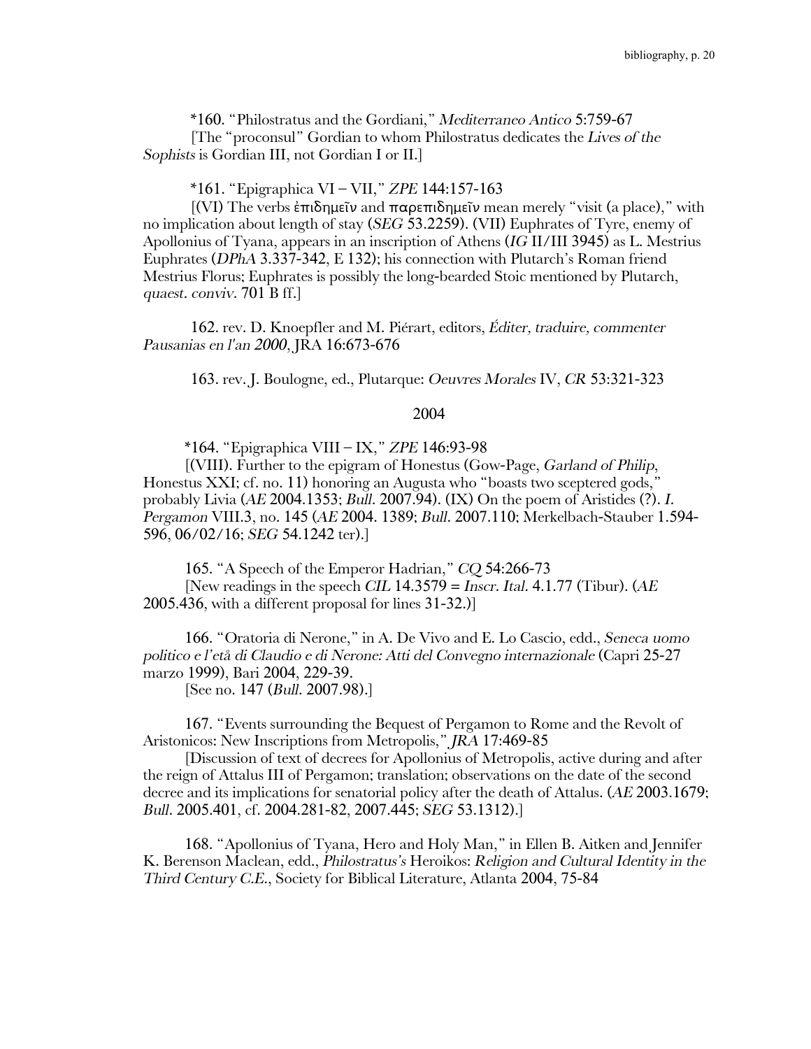*160. "Philostratus and the Gordiani," *Mediterraneo Antico* 5:759-67
[The "proconsul" Gordian to whom Philostratus dedicates the *Lives of the Sophists* is Gordian III, not Gordian I or II.]

*161. "Epigraphica VI – VII," *ZPE* 144:157-163
[(VI) The verbs ἐπιδημεῖν and παρεπιδημεῖν mean merely "visit (a place)," with no implication about length of stay (*SEG* 53.2259). (VII) Euphrates of Tyre, enemy of Apollonius of Tyana, appears in an inscription of Athens (*IG* II/III 3945) as L. Mestrius Euphrates (*DPhA* 3.337-342, E 132); his connection with Plutarch's Roman friend Mestrius Florus; Euphrates is possibly the long-bearded Stoic mentioned by Plutarch, *quaest. conviv.* 701 B ff.]

162. rev. D. Knoepfler and M. Piérart, editors, *Éditer, traduire, commenter Pausanias en l'an 2000*, JRA 16:673-676

163. rev. J. Boulogne, ed., Plutarque: *Oeuvres Morales* IV, *CR* 53:321-323

## 2004

*164. "Epigraphica VIII – IX," *ZPE* 146:93-98
[(VIII). Further to the epigram of Honestus (Gow-Page, *Garland of Philip*, Honestus XXI; cf. no. 11) honoring an Augusta who "boasts two sceptered gods," probably Livia (*AE* 2004.1353; *Bull.* 2007.94). (IX) On the poem of Aristides (?). *I. Pergamon* VIII.3, no. 145 (*AE* 2004. 1389; *Bull.* 2007.110; Merkelbach-Stauber 1.594-596, 06/02/16; *SEG* 54.1242 ter).]

165. "A Speech of the Emperor Hadrian," *CQ* 54:266-73
[New readings in the speech *CIL* 14.3579 = *Inscr. Ital.* 4.1.77 (Tibur). (*AE* 2005.436, with a different proposal for lines 31-32.)]

166. "Oratoria di Nerone," in A. De Vivo and E. Lo Cascio, edd., *Seneca uomo politico e l'età di Claudio e di Nerone: Atti del Convegno internazionale* (Capri 25-27 marzo 1999), Bari 2004, 229-39.
[See no. 147 (*Bull.* 2007.98).]

167. "Events surrounding the Bequest of Pergamon to Rome and the Revolt of Aristonicos: New Inscriptions from Metropolis," *JRA* 17:469-85
[Discussion of text of decrees for Apollonius of Metropolis, active during and after the reign of Attalus III of Pergamon; translation; observations on the date of the second decree and its implications for senatorial policy after the death of Attalus. (*AE* 2003.1679; *Bull.* 2005.401, cf. 2004.281-82, 2007.445; *SEG* 53.1312).]

168. "Apollonius of Tyana, Hero and Holy Man," in Ellen B. Aitken and Jennifer K. Berenson Maclean, edd., *Philostratus's* Heroikos: *Religion and Cultural Identity in the Third Century C.E.*, Society for Biblical Literature, Atlanta 2004, 75-84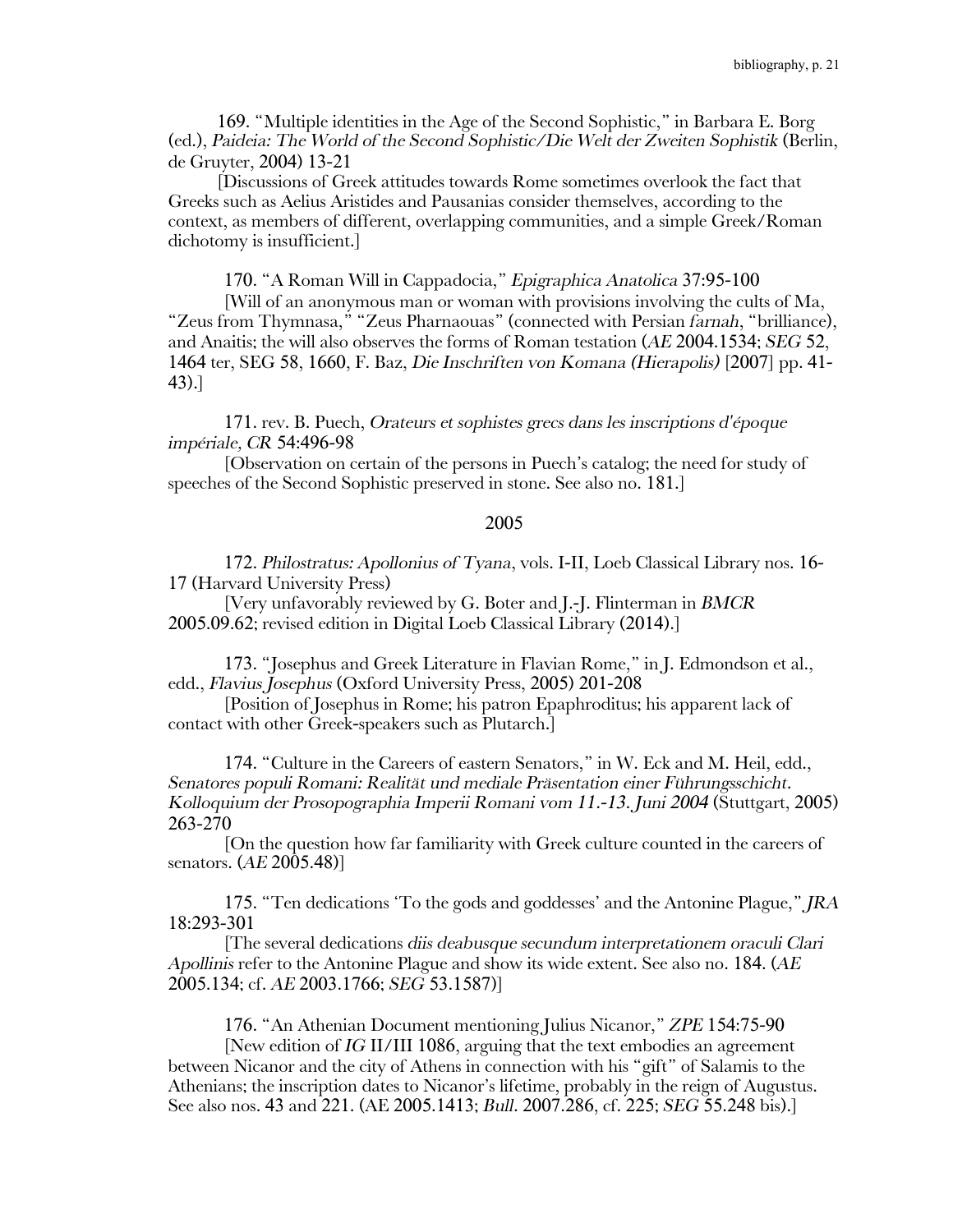169. "Multiple identities in the Age of the Second Sophistic," in Barbara E. Borg (ed.), *Paideia: The World of the Second Sophistic/Die Welt der Zweiten Sophistik* (Berlin, de Gruyter, 2004) 13-21

[Discussions of Greek attitudes towards Rome sometimes overlook the fact that Greeks such as Aelius Aristides and Pausanias consider themselves, according to the context, as members of different, overlapping communities, and a simple Greek/Roman dichotomy is insufficient.]

170. "A Roman Will in Cappadocia," *Epigraphica Anatolica* 37:95-100

[Will of an anonymous man or woman with provisions involving the cults of Ma, "Zeus from Thymnasa," "Zeus Pharnaouas" (connected with Persian *farnah*, "brilliance), and Anaitis; the will also observes the forms of Roman testation (*AE* 2004.1534; *SEG* 52, 1464 ter, SEG 58, 1660, F. Baz, *Die Inschriften von Komana (Hierapolis)* [2007] pp. 41-43).]

171. rev. B. Puech, *Orateurs et sophistes grecs dans les inscriptions d'époque impériale*, *CR* 54:496-98

[Observation on certain of the persons in Puech's catalog; the need for study of speeches of the Second Sophistic preserved in stone. See also no. 181.]

## 2005

172. *Philostratus: Apollonius of Tyana*, vols. I-II, Loeb Classical Library nos. 16-17 (Harvard University Press)

[Very unfavorably reviewed by G. Boter and J.-J. Flinterman in *BMCR* 2005.09.62; revised edition in Digital Loeb Classical Library (2014).]

173. "Josephus and Greek Literature in Flavian Rome," in J. Edmondson et al., edd., *Flavius Josephus* (Oxford University Press, 2005) 201-208

[Position of Josephus in Rome; his patron Epaphroditus; his apparent lack of contact with other Greek-speakers such as Plutarch.]

174. "Culture in the Careers of eastern Senators," in W. Eck and M. Heil, edd., *Senatores populi Romani: Realität und mediale Präsentation einer Führungsschicht. Kolloquium der Prosopographia Imperii Romani vom 11.-13. Juni 2004* (Stuttgart, 2005) 263-270

[On the question how far familiarity with Greek culture counted in the careers of senators. (*AE* 2005.48)]

175. "Ten dedications 'To the gods and goddesses' and the Antonine Plague," *JRA* 18:293-301

[The several dedications *diis deabusque secundum interpretationem oraculi Clari Apollinis* refer to the Antonine Plague and show its wide extent. See also no. 184. (*AE* 2005.134; cf. *AE* 2003.1766; *SEG* 53.1587)]

176. "An Athenian Document mentioning Julius Nicanor," *ZPE* 154:75-90

[New edition of *IG* II/III 1086, arguing that the text embodies an agreement between Nicanor and the city of Athens in connection with his "gift" of Salamis to the Athenians; the inscription dates to Nicanor's lifetime, probably in the reign of Augustus. See also nos. 43 and 221. (AE 2005.1413; *Bull.* 2007.286, cf. 225; *SEG* 55.248 bis).]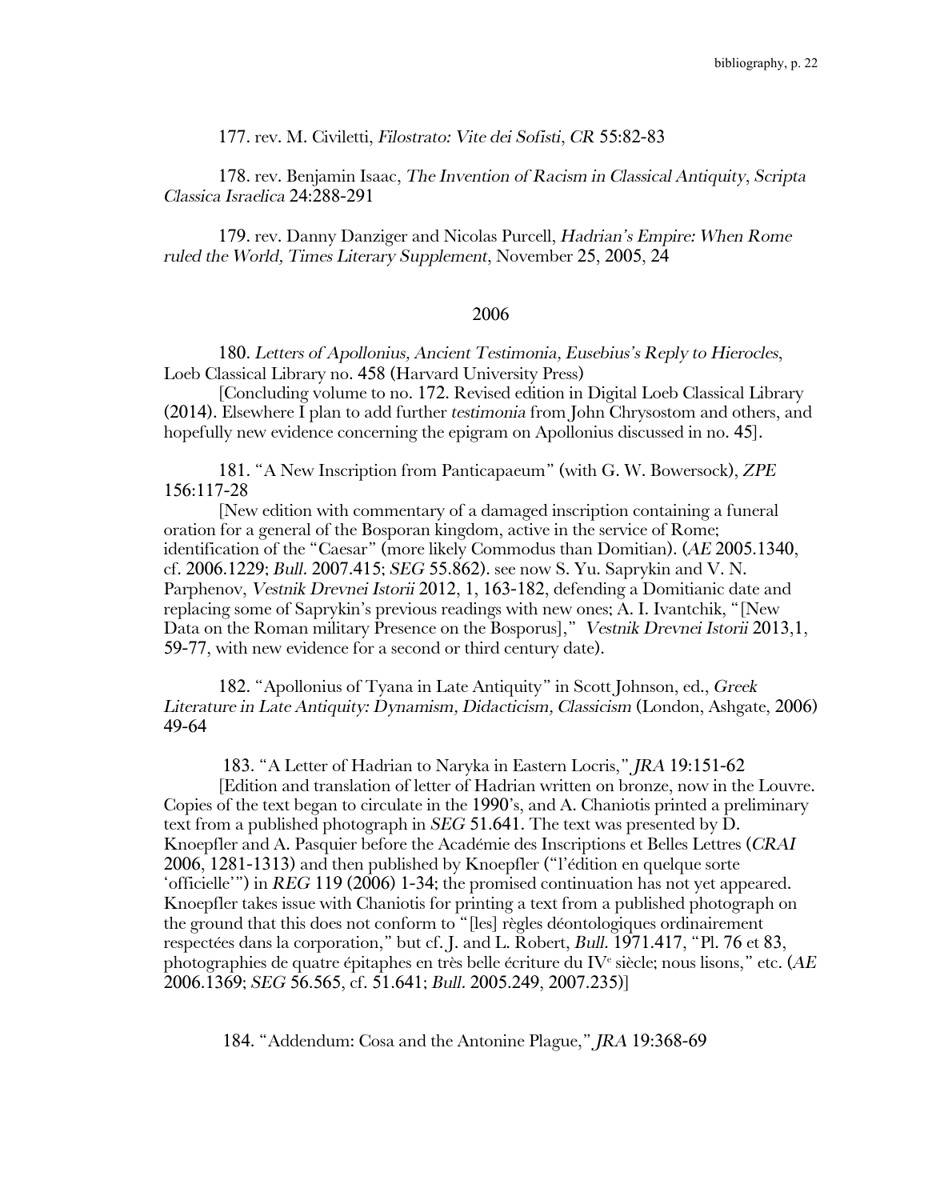177. rev. M. Civiletti, *Filostrato: Vite dei Sofisti*, *CR* 55:82-83

178. rev. Benjamin Isaac, *The Invention of Racism in Classical Antiquity*, *Scripta Classica Israelica* 24:288-291

179. rev. Danny Danziger and Nicolas Purcell, *Hadrian's Empire: When Rome ruled the World, Times Literary Supplement*, November 25, 2005, 24

## 2006

180. *Letters of Apollonius, Ancient Testimonia, Eusebius's Reply to Hierocles*, Loeb Classical Library no. 458 (Harvard University Press)

[Concluding volume to no. 172. Revised edition in Digital Loeb Classical Library (2014). Elsewhere I plan to add further *testimonia* from John Chrysostom and others, and hopefully new evidence concerning the epigram on Apollonius discussed in no. 45].

181. "A New Inscription from Panticapaeum" (with G. W. Bowersock), *ZPE* 156:117-28

[New edition with commentary of a damaged inscription containing a funeral oration for a general of the Bosporan kingdom, active in the service of Rome; identification of the "Caesar" (more likely Commodus than Domitian). (*AE* 2005.1340, cf. 2006.1229; *Bull.* 2007.415; *SEG* 55.862). see now S. Yu. Saprykin and V. N. Parphenov, *Vestnik Drevnei Istorii* 2012, 1, 163-182, defending a Domitianic date and replacing some of Saprykin's previous readings with new ones; A. I. Ivantchik, "[New Data on the Roman military Presence on the Bosporus]," *Vestnik Drevnei Istorii* 2013,1, 59-77, with new evidence for a second or third century date).

182. "Apollonius of Tyana in Late Antiquity" in Scott Johnson, ed., *Greek Literature in Late Antiquity: Dynamism, Didacticism, Classicism* (London, Ashgate, 2006) 49-64

183. "A Letter of Hadrian to Naryka in Eastern Locris," *JRA* 19:151-62

[Edition and translation of letter of Hadrian written on bronze, now in the Louvre. Copies of the text began to circulate in the 1990's, and A. Chaniotis printed a preliminary text from a published photograph in *SEG* 51.641. The text was presented by D. Knoepfler and A. Pasquier before the Académie des Inscriptions et Belles Lettres (*CRAI* 2006, 1281-1313) and then published by Knoepfler ("l'édition en quelque sorte 'officielle'") in *REG* 119 (2006) 1-34; the promised continuation has not yet appeared. Knoepfler takes issue with Chaniotis for printing a text from a published photograph on the ground that this does not conform to "[les] règles déontologiques ordinairement respectées dans la corporation," but cf. J. and L. Robert, *Bull.* 1971.417, "Pl. 76 et 83, photographies de quatre épitaphes en très belle écriture du IV^e siècle; nous lisons," etc. (*AE* 2006.1369; *SEG* 56.565, cf. 51.641; *Bull.* 2005.249, 2007.235)]

184. "Addendum: Cosa and the Antonine Plague," *JRA* 19:368-69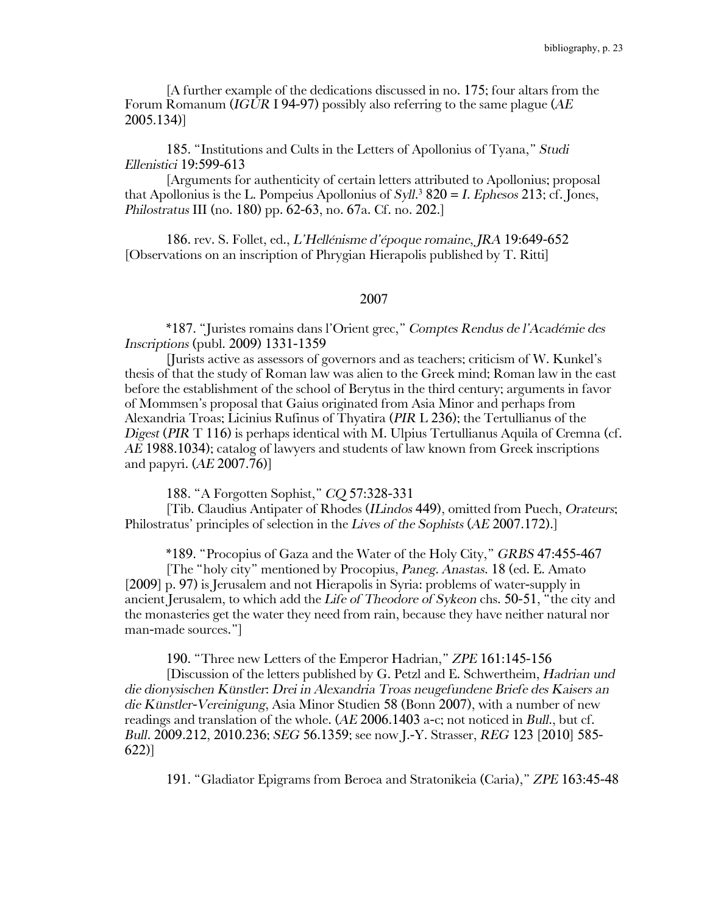[A further example of the dedications discussed in no. 175; four altars from the Forum Romanum (*IGUR* I 94-97) possibly also referring to the same plague (*AE* 2005.134)]

185. "Institutions and Cults in the Letters of Apollonius of Tyana," *Studi Ellenistici* 19:599-613

[Arguments for authenticity of certain letters attributed to Apollonius; proposal that Apollonius is the L. Pompeius Apollonius of *Syll.*³ 820 = *I. Ephesos* 213; cf. Jones, *Philostratus* III (no. 180) pp. 62-63, no. 67a. Cf. no. 202.]

186. rev. S. Follet, ed., *L'Hellénisme d'époque romaine*, *JRA* 19:649-652
[Observations on an inscription of Phrygian Hierapolis published by T. Ritti]

## 2007

*187. "Juristes romains dans l'Orient grec," *Comptes Rendus de l'Académie des Inscriptions* (publ. 2009) 1331-1359

[Jurists active as assessors of governors and as teachers; criticism of W. Kunkel's thesis of that the study of Roman law was alien to the Greek mind; Roman law in the east before the establishment of the school of Berytus in the third century; arguments in favor of Mommsen's proposal that Gaius originated from Asia Minor and perhaps from Alexandria Troas; Licinius Rufinus of Thyatira (*PIR* L 236); the Tertullianus of the *Digest* (*PIR* T 116) is perhaps identical with M. Ulpius Tertullianus Aquila of Cremna (cf. *AE* 1988.1034); catalog of lawyers and students of law known from Greek inscriptions and papyri. (*AE* 2007.76)]

188. "A Forgotten Sophist," *CQ* 57:328-331

[Tib. Claudius Antipater of Rhodes (*ILindos* 449), omitted from Puech, *Orateurs*; Philostratus' principles of selection in the *Lives of the Sophists* (*AE* 2007.172).]

*189. "Procopius of Gaza and the Water of the Holy City," *GRBS* 47:455-467

[The "holy city" mentioned by Procopius, *Paneg. Anastas.* 18 (ed. E. Amato [2009] p. 97) is Jerusalem and not Hierapolis in Syria: problems of water-supply in ancient Jerusalem, to which add the *Life of Theodore of Sykeon* chs. 50-51, "the city and the monasteries get the water they need from rain, because they have neither natural nor man-made sources."]

190. "Three new Letters of the Emperor Hadrian," *ZPE* 161:145-156

[Discussion of the letters published by G. Petzl and E. Schwertheim, *Hadrian und die dionysischen Künstler: Drei in Alexandria Troas neugefundene Briefe des Kaisers an die Künstler-Vereinigung*, Asia Minor Studien 58 (Bonn 2007), with a number of new readings and translation of the whole. (*AE* 2006.1403 a-c; not noticed in *Bull.*, but cf. *Bull.* 2009.212, 2010.236; *SEG* 56.1359; see now J.-Y. Strasser, *REG* 123 [2010] 585-622)]

191. "Gladiator Epigrams from Beroea and Stratonikeia (Caria)," *ZPE* 163:45-48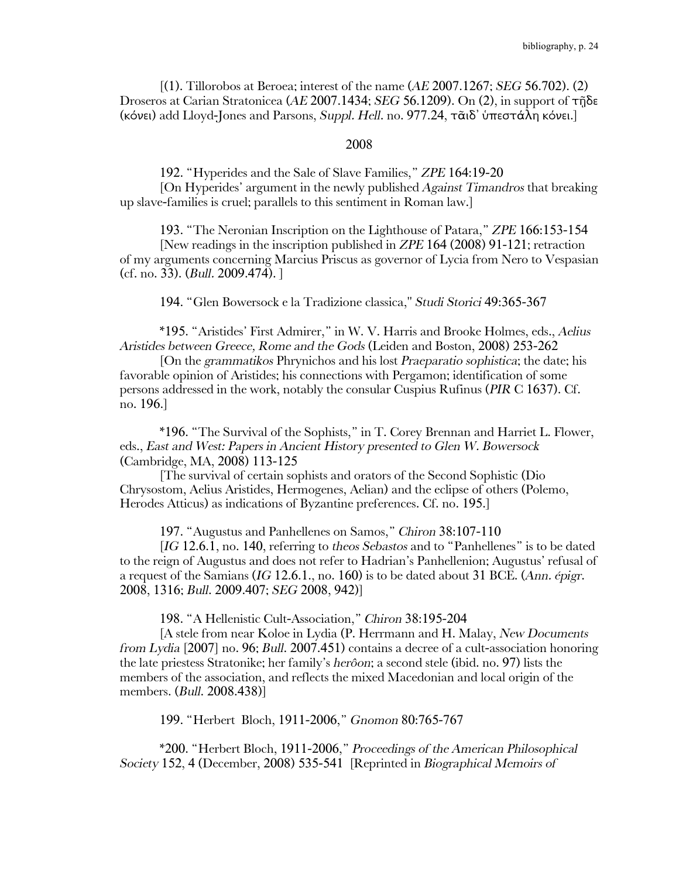[(1). Tillorobos at Beroea; interest of the name (*AE* 2007.1267; *SEG* 56.702). (2) Droseros at Carian Stratonicea (*AE* 2007.1434; *SEG* 56.1209). On (2), in support of τῆδε (κόνει) add Lloyd-Jones and Parsons, *Suppl. Hell.* no. 977.24, τᾶιδ' ὑπεστάλη κόνει.]

## 2008

192. "Hyperides and the Sale of Slave Families," *ZPE* 164:19-20
[On Hyperides' argument in the newly published *Against Timandros* that breaking up slave-families is cruel; parallels to this sentiment in Roman law.]

193. "The Neronian Inscription on the Lighthouse of Patara," *ZPE* 166:153-154
[New readings in the inscription published in *ZPE* 164 (2008) 91-121; retraction of my arguments concerning Marcius Priscus as governor of Lycia from Nero to Vespasian (cf. no. 33). (*Bull.* 2009.474). ]

194. "Glen Bowersock e la Tradizione classica," *Studi Storici* 49:365-367

*195. "Aristides' First Admirer," in W. V. Harris and Brooke Holmes, eds., *Aelius Aristides between Greece, Rome and the Gods* (Leiden and Boston, 2008) 253-262
[On the *grammatikos* Phrynichos and his lost *Praeparatio sophistica*; the date; his favorable opinion of Aristides; his connections with Pergamon; identification of some persons addressed in the work, notably the consular Cuspius Rufinus (*PIR* C 1637). Cf. no. 196.]

*196. "The Survival of the Sophists," in T. Corey Brennan and Harriet L. Flower, eds., *East and West: Papers in Ancient History presented to Glen W. Bowersock* (Cambridge, MA, 2008) 113-125
[The survival of certain sophists and orators of the Second Sophistic (Dio Chrysostom, Aelius Aristides, Hermogenes, Aelian) and the eclipse of others (Polemo, Herodes Atticus) as indications of Byzantine preferences. Cf. no. 195.]

197. "Augustus and Panhellenes on Samos," *Chiron* 38:107-110
[*IG* 12.6.1, no. 140, referring to *theos Sebastos* and to "Panhellenes" is to be dated to the reign of Augustus and does not refer to Hadrian's Panhellenion; Augustus' refusal of a request of the Samians (*IG* 12.6.1., no. 160) is to be dated about 31 BCE. (*Ann. épigr.* 2008, 1316; *Bull.* 2009.407; *SEG* 2008, 942)]

198. "A Hellenistic Cult-Association," *Chiron* 38:195-204
[A stele from near Koloe in Lydia (P. Herrmann and H. Malay, *New Documents from Lydia* [2007] no. 96; *Bull.* 2007.451) contains a decree of a cult-association honoring the late priestess Stratonike; her family's *herôon*; a second stele (ibid. no. 97) lists the members of the association, and reflects the mixed Macedonian and local origin of the members. (*Bull.* 2008.438)]

199. "Herbert Bloch, 1911-2006," *Gnomon* 80:765-767

*200. "Herbert Bloch, 1911-2006," *Proceedings of the American Philosophical Society* 152, 4 (December, 2008) 535-541 [Reprinted in *Biographical Memoirs of*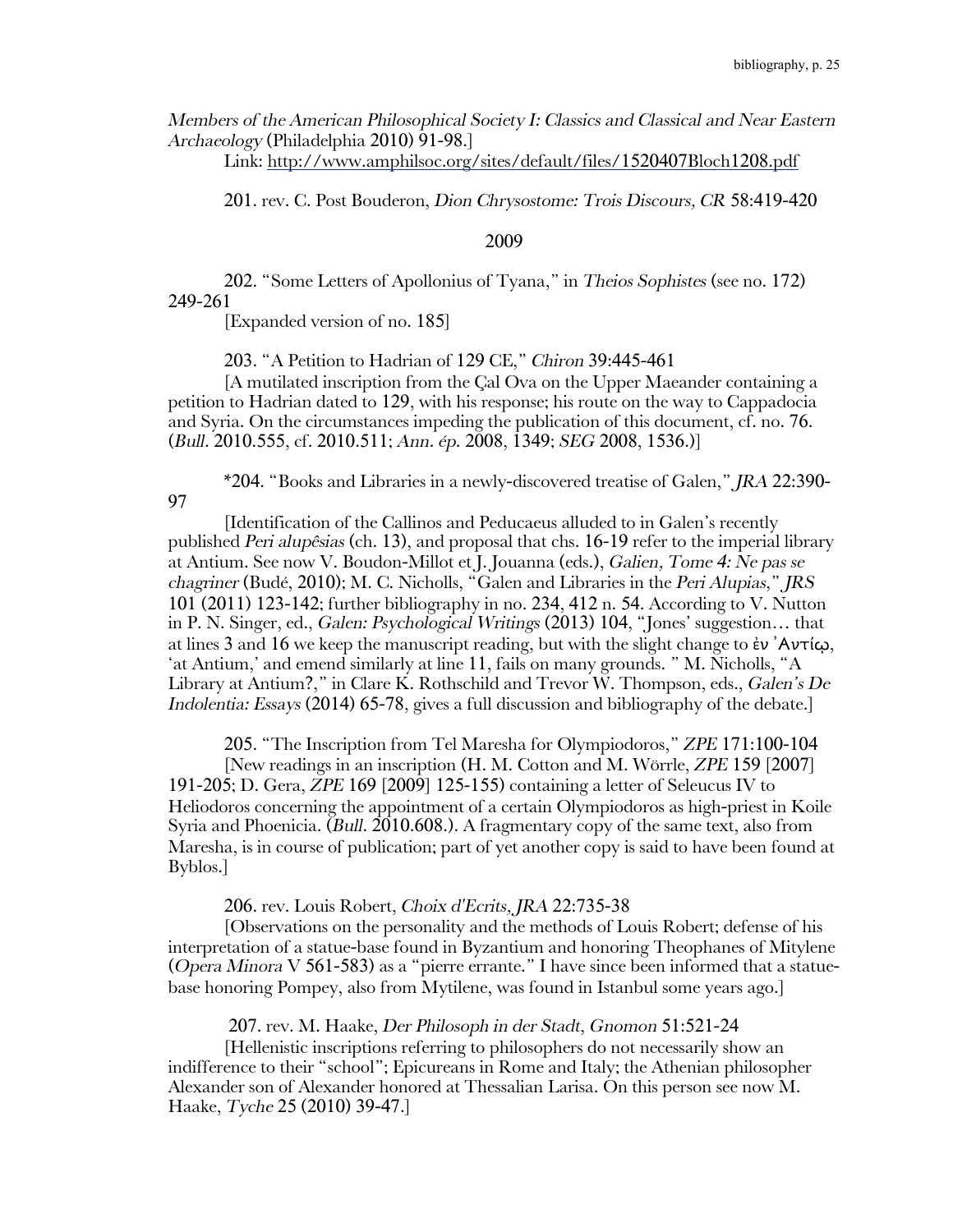*Members of the American Philosophical Society I: Classics and Classical and Near Eastern Archaeology* (Philadelphia 2010) 91-98.]

Link: http://www.amphilsoc.org/sites/default/files/1520407Bloch1208.pdf

201. rev. C. Post Bouderon, *Dion Chrysostome: Trois Discours*, *CR* 58:419-420

## 2009

202. "Some Letters of Apollonius of Tyana," in *Theios Sophistes* (see no. 172) 249-261

[Expanded version of no. 185]

203. "A Petition to Hadrian of 129 CE," *Chiron* 39:445-461

[A mutilated inscription from the Çal Ova on the Upper Maeander containing a petition to Hadrian dated to 129, with his response; his route on the way to Cappadocia and Syria. On the circumstances impeding the publication of this document, cf. no. 76. (*Bull.* 2010.555, cf. 2010.511; *Ann. ép.* 2008, 1349; *SEG* 2008, 1536.)]

*204. "Books and Libraries in a newly-discovered treatise of Galen," *JRA* 22:390-97

[Identification of the Callinos and Peducaeus alluded to in Galen's recently published *Peri alupêsias* (ch. 13), and proposal that chs. 16-19 refer to the imperial library at Antium. See now V. Boudon-Millot et J. Jouanna (eds.), *Galien, Tome 4: Ne pas se chagriner* (Budé, 2010); M. C. Nicholls, "Galen and Libraries in the *Peri Alupias*," *JRS* 101 (2011) 123-142; further bibliography in no. 234, 412 n. 54. According to V. Nutton in P. N. Singer, ed., *Galen: Psychological Writings* (2013) 104, "Jones' suggestion… that at lines 3 and 16 we keep the manuscript reading, but with the slight change to ἐν Ἀντίῳ, 'at Antium,' and emend similarly at line 11, fails on many grounds. " M. Nicholls, "A Library at Antium?," in Clare K. Rothschild and Trevor W. Thompson, eds., *Galen's De Indolentia: Essays* (2014) 65-78, gives a full discussion and bibliography of the debate.]

205. "The Inscription from Tel Maresha for Olympiodoros," *ZPE* 171:100-104

[New readings in an inscription (H. M. Cotton and M. Wörrle, *ZPE* 159 [2007] 191-205; D. Gera, *ZPE* 169 [2009] 125-155) containing a letter of Seleucus IV to Heliodoros concerning the appointment of a certain Olympiodoros as high-priest in Koile Syria and Phoenicia. (*Bull.* 2010.608.). A fragmentary copy of the same text, also from Maresha, is in course of publication; part of yet another copy is said to have been found at Byblos.]

206. rev. Louis Robert, *Choix d'Ecrits*, *JRA* 22:735-38

[Observations on the personality and the methods of Louis Robert; defense of his interpretation of a statue-base found in Byzantium and honoring Theophanes of Mitylene (*Opera Minora* V 561-583) as a "pierre errante." I have since been informed that a statue-base honoring Pompey, also from Mytilene, was found in Istanbul some years ago.]

207. rev. M. Haake, *Der Philosoph in der Stadt*, *Gnomon* 51:521-24

[Hellenistic inscriptions referring to philosophers do not necessarily show an indifference to their "school"; Epicureans in Rome and Italy; the Athenian philosopher Alexander son of Alexander honored at Thessalian Larisa. On this person see now M. Haake, *Tyche* 25 (2010) 39-47.]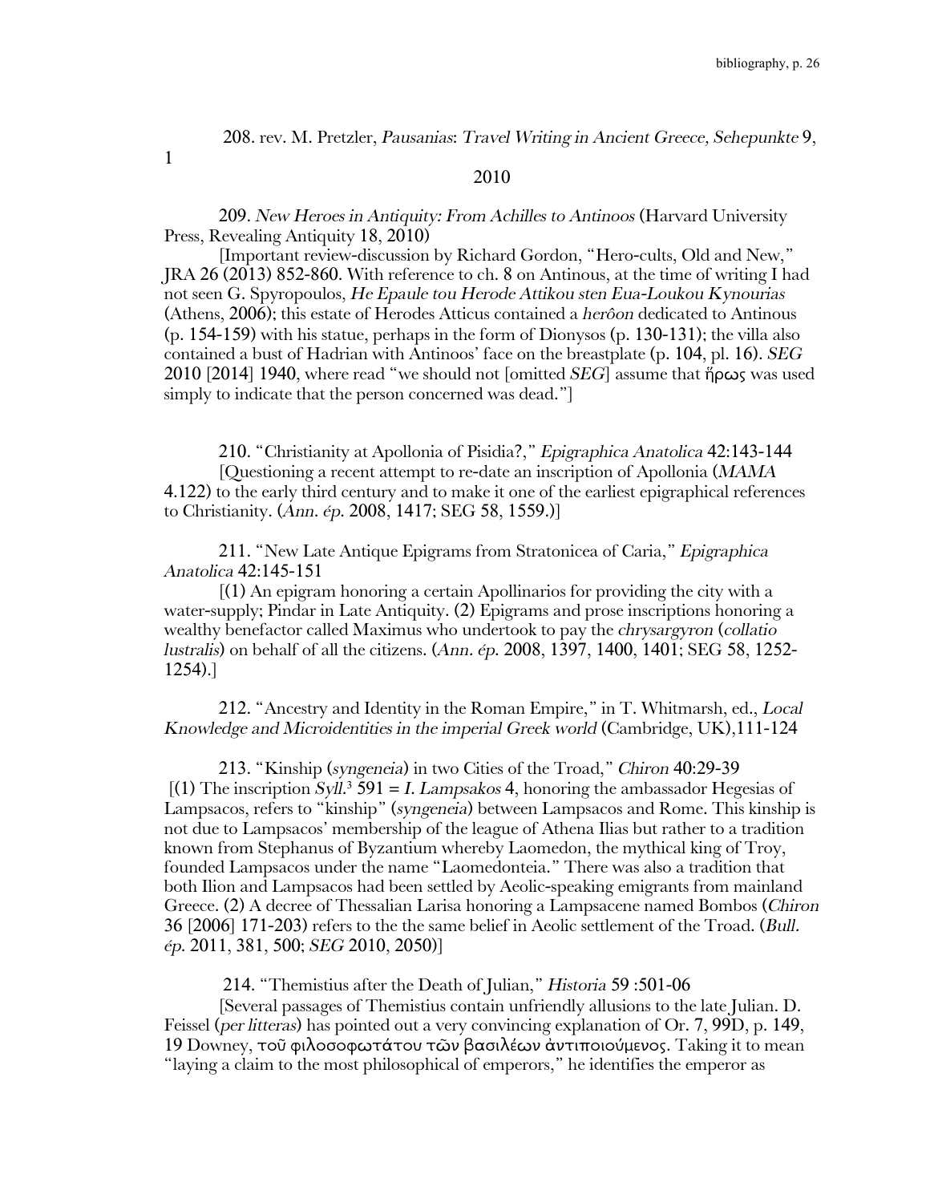208. rev. M. Pretzler, *Pausanias: Travel Writing in Ancient Greece, Sehepunkte* 9, 1

2010

209. *New Heroes in Antiquity: From Achilles to Antinoos* (Harvard University Press, Revealing Antiquity 18, 2010)

[Important review-discussion by Richard Gordon, "Hero-cults, Old and New," JRA 26 (2013) 852-860. With reference to ch. 8 on Antinous, at the time of writing I had not seen G. Spyropoulos, *He Epaule tou Herode Attikou sten Eua-Loukou Kynourias* (Athens, 2006); this estate of Herodes Atticus contained a *herôon* dedicated to Antinous (p. 154-159) with his statue, perhaps in the form of Dionysos (p. 130-131); the villa also contained a bust of Hadrian with Antinoos' face on the breastplate (p. 104, pl. 16). *SEG* 2010 [2014] 1940, where read "we should not [omitted *SEG*] assume that ἥρως was used simply to indicate that the person concerned was dead."]

210. "Christianity at Apollonia of Pisidia?," *Epigraphica Anatolica* 42:143-144

[Questioning a recent attempt to re-date an inscription of Apollonia (*MAMA* 4.122) to the early third century and to make it one of the earliest epigraphical references to Christianity. (*Ann. ép.* 2008, 1417; SEG 58, 1559.)]

211. "New Late Antique Epigrams from Stratonicea of Caria," *Epigraphica Anatolica* 42:145-151

[(1) An epigram honoring a certain Apollinarios for providing the city with a water-supply; Pindar in Late Antiquity. (2) Epigrams and prose inscriptions honoring a wealthy benefactor called Maximus who undertook to pay the *chrysargyron* (*collatio lustralis*) on behalf of all the citizens. (*Ann. ép.* 2008, 1397, 1400, 1401; SEG 58, 1252-1254).]

212. "Ancestry and Identity in the Roman Empire," in T. Whitmarsh, ed., *Local Knowledge and Microidentities in the imperial Greek world* (Cambridge, UK),111-124

213. "Kinship (*syngeneia*) in two Cities of the Troad," *Chiron* 40:29-39

[(1) The inscription *Syll.*[3] 591 = *I. Lampsakos* 4, honoring the ambassador Hegesias of Lampsacos, refers to "kinship" (*syngeneia*) between Lampsacos and Rome. This kinship is not due to Lampsacos' membership of the league of Athena Ilias but rather to a tradition known from Stephanus of Byzantium whereby Laomedon, the mythical king of Troy, founded Lampsacos under the name "Laomedonteia." There was also a tradition that both Ilion and Lampsacos had been settled by Aeolic-speaking emigrants from mainland Greece. (2) A decree of Thessalian Larisa honoring a Lampsacene named Bombos (*Chiron* 36 [2006] 171-203) refers to the the same belief in Aeolic settlement of the Troad. (*Bull. ép.* 2011, 381, 500; *SEG* 2010, 2050)]

214. "Themistius after the Death of Julian," *Historia* 59 :501-06

[Several passages of Themistius contain unfriendly allusions to the late Julian. D. Feissel (*per litteras*) has pointed out a very convincing explanation of Or. 7, 99D, p. 149, 19 Downey, τοῦ φιλοσοφωτάτου τῶν βασιλέων ἀντιποιούμενος. Taking it to mean "laying a claim to the most philosophical of emperors," he identifies the emperor as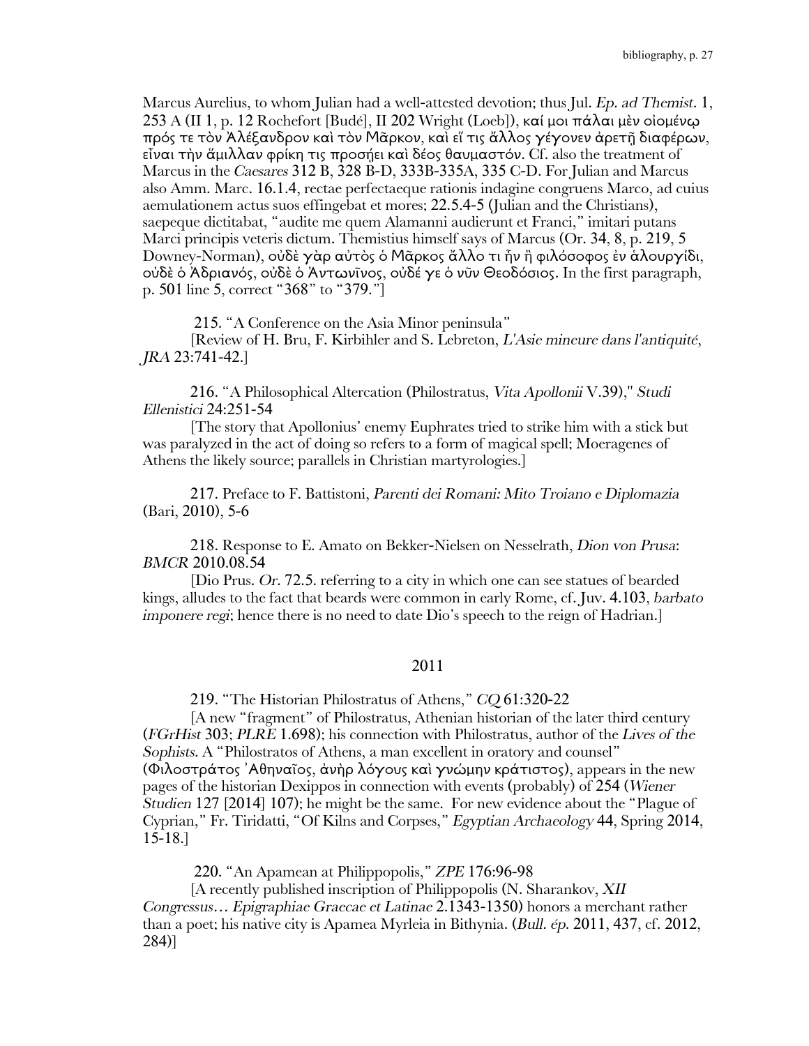Marcus Aurelius, to whom Julian had a well-attested devotion; thus Jul. *Ep. ad Themist.* 1, 253 A (II 1, p. 12 Rochefort [Budé], II 202 Wright (Loeb]), καί μοι πάλαι μὲν οἰομένῳ πρός τε τὸν Ἀλέξανδρον καὶ τὸν Μᾶρκον, καὶ εἴ τις ἄλλος γέγονεν ἀρετῇ διαφέρων, εἶναι τὴν ἅμιλλαν φρίκη τις προσῄει καὶ δέος θαυμαστόν. Cf. also the treatment of Marcus in the *Caesares* 312 B, 328 B-D, 333B-335A, 335 C-D. For Julian and Marcus also Amm. Marc. 16.1.4, rectae perfectaeque rationis indagine congruens Marco, ad cuius aemulationem actus suos effingebat et mores; 22.5.4-5 (Julian and the Christians), saepeque dictitabat, "audite me quem Alamanni audierunt et Franci," imitari putans Marci principis veteris dictum. Themistius himself says of Marcus (Or. 34, 8, p. 219, 5 Downey-Norman), οὐδὲ γὰρ αὐτὸς ὁ Μᾶρκος ἄλλο τι ἦν ἢ φιλόσοφος ἐν ἁλουργίδι, οὐδὲ ὁ Ἀδριανός, οὐδὲ ὁ Ἀντωνῖνος, οὐδέ γε ὁ νῦν Θεοδόσιος. In the first paragraph, p. 501 line 5, correct "368" to "379."]

215. "A Conference on the Asia Minor peninsula"
[Review of H. Bru, F. Kirbihler and S. Lebreton, *L'Asie mineure dans l'antiquité*, *JRA* 23:741-42.]

216. "A Philosophical Altercation (Philostratus, *Vita Apollonii* V.39)," *Studi Ellenistici* 24:251-54
[The story that Apollonius' enemy Euphrates tried to strike him with a stick but was paralyzed in the act of doing so refers to a form of magical spell; Moeragenes of Athens the likely source; parallels in Christian martyrologies.]

217. Preface to F. Battistoni, *Parenti dei Romani: Mito Troiano e Diplomazia* (Bari, 2010), 5-6

218. Response to E. Amato on Bekker-Nielsen on Nesselrath, *Dion von Prusa*: *BMCR* 2010.08.54
[Dio Prus. *Or.* 72.5. referring to a city in which one can see statues of bearded kings, alludes to the fact that beards were common in early Rome, cf. Juv. 4.103, *barbato imponere regi*; hence there is no need to date Dio's speech to the reign of Hadrian.]

## 2011

219. "The Historian Philostratus of Athens," *CQ* 61:320-22
[A new "fragment" of Philostratus, Athenian historian of the later third century (*FGrHist* 303; *PLRE* 1.698); his connection with Philostratus, author of the *Lives of the Sophists*. A "Philostratos of Athens, a man excellent in oratory and counsel" (Φιλοστράτος ᾽Αθηναῖος, ἀνὴρ λόγους καὶ γνώμην κράτιστος), appears in the new pages of the historian Dexippos in connection with events (probably) of 254 (*Wiener Studien* 127 [2014] 107); he might be the same. For new evidence about the "Plague of Cyprian," Fr. Tiridatti, "Of Kilns and Corpses," *Egyptian Archaeology* 44, Spring 2014, 15-18.]

220. "An Apamean at Philippopolis," *ZPE* 176:96-98
[A recently published inscription of Philippopolis (N. Sharankov, *XII Congressus… Epigraphiae Graecae et Latinae* 2.1343-1350) honors a merchant rather than a poet; his native city is Apamea Myrleia in Bithynia. (*Bull. ép.* 2011, 437, cf. 2012, 284)]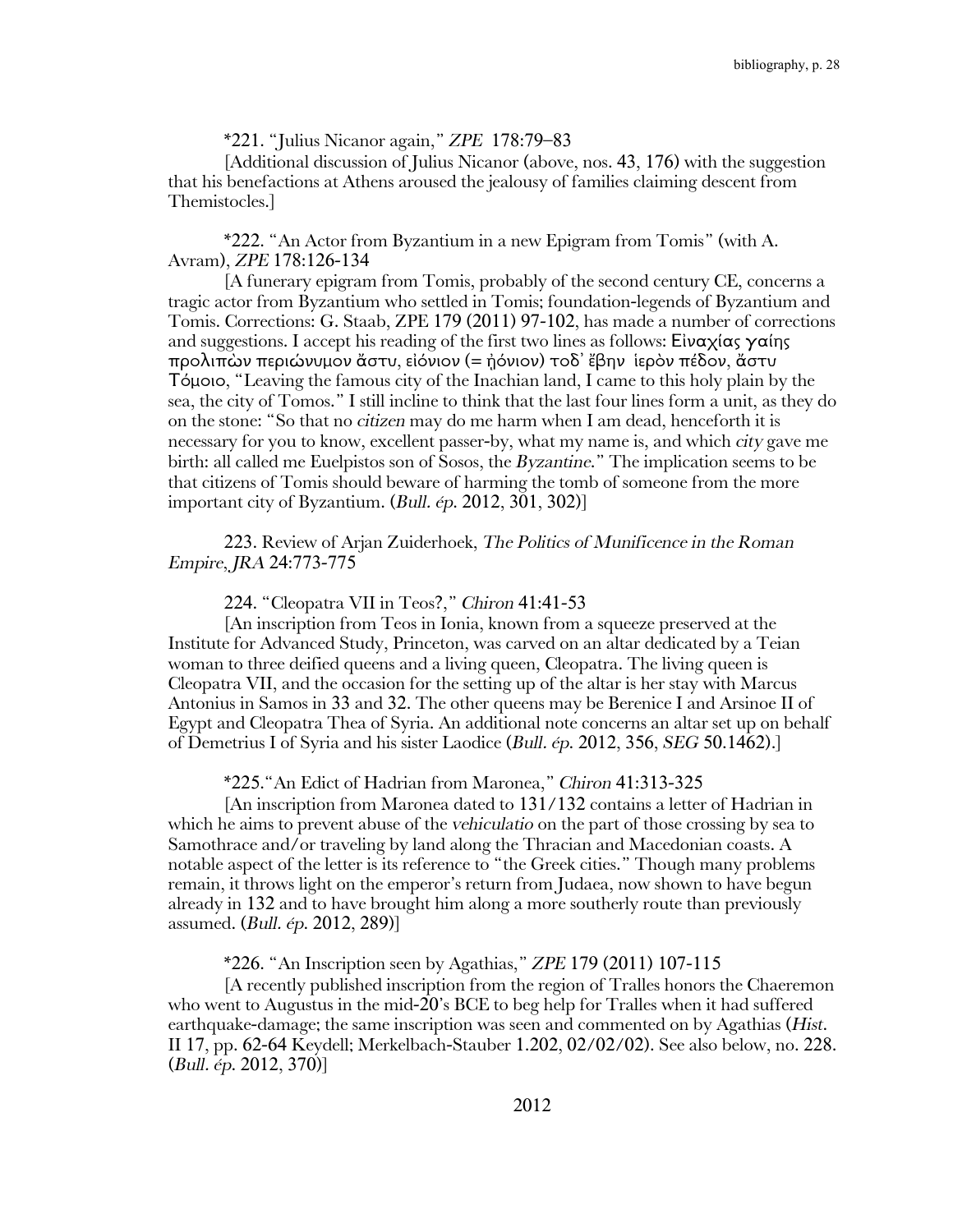*221. "Julius Nicanor again," *ZPE* 178:79–83

[Additional discussion of Julius Nicanor (above, nos. 43, 176) with the suggestion that his benefactions at Athens aroused the jealousy of families claiming descent from Themistocles.]

*222. "An Actor from Byzantium in a new Epigram from Tomis" (with A. Avram), *ZPE* 178:126-134

[A funerary epigram from Tomis, probably of the second century CE, concerns a tragic actor from Byzantium who settled in Tomis; foundation-legends of Byzantium and Tomis. Corrections: G. Staab, ZPE 179 (2011) 97-102, has made a number of corrections and suggestions. I accept his reading of the first two lines as follows: Εἰναχίας γαίης προλιπὼν περιώνυμον ἄστυ, εἰόνιον (= ἠόνιον) τοδ᾿ ἔβην ἱερὸν πέδον, ἄστυ Τόμοιο, "Leaving the famous city of the Inachian land, I came to this holy plain by the sea, the city of Tomos." I still incline to think that the last four lines form a unit, as they do on the stone: "So that no *citizen* may do me harm when I am dead, henceforth it is necessary for you to know, excellent passer-by, what my name is, and which *city* gave me birth: all called me Euelpistos son of Sosos, the *Byzantine*." The implication seems to be that citizens of Tomis should beware of harming the tomb of someone from the more important city of Byzantium. (*Bull. ép.* 2012, 301, 302)]

223. Review of Arjan Zuiderhoek, *The Politics of Munificence in the Roman Empire*, *JRA* 24:773-775

224. "Cleopatra VII in Teos?," *Chiron* 41:41-53

[An inscription from Teos in Ionia, known from a squeeze preserved at the Institute for Advanced Study, Princeton, was carved on an altar dedicated by a Teian woman to three deified queens and a living queen, Cleopatra. The living queen is Cleopatra VII, and the occasion for the setting up of the altar is her stay with Marcus Antonius in Samos in 33 and 32. The other queens may be Berenice I and Arsinoe II of Egypt and Cleopatra Thea of Syria. An additional note concerns an altar set up on behalf of Demetrius I of Syria and his sister Laodice (*Bull. ép.* 2012, 356, *SEG* 50.1462).]

*225."An Edict of Hadrian from Maronea," *Chiron* 41:313-325

[An inscription from Maronea dated to 131/132 contains a letter of Hadrian in which he aims to prevent abuse of the *vehiculatio* on the part of those crossing by sea to Samothrace and/or traveling by land along the Thracian and Macedonian coasts. A notable aspect of the letter is its reference to "the Greek cities." Though many problems remain, it throws light on the emperor's return from Judaea, now shown to have begun already in 132 and to have brought him along a more southerly route than previously assumed. (*Bull. ép.* 2012, 289)]

*226. "An Inscription seen by Agathias," *ZPE* 179 (2011) 107-115

[A recently published inscription from the region of Tralles honors the Chaeremon who went to Augustus in the mid-20's BCE to beg help for Tralles when it had suffered earthquake-damage; the same inscription was seen and commented on by Agathias (*Hist.* II 17, pp. 62-64 Keydell; Merkelbach-Stauber 1.202, 02/02/02). See also below, no. 228. (*Bull. ép.* 2012, 370)]

## 2012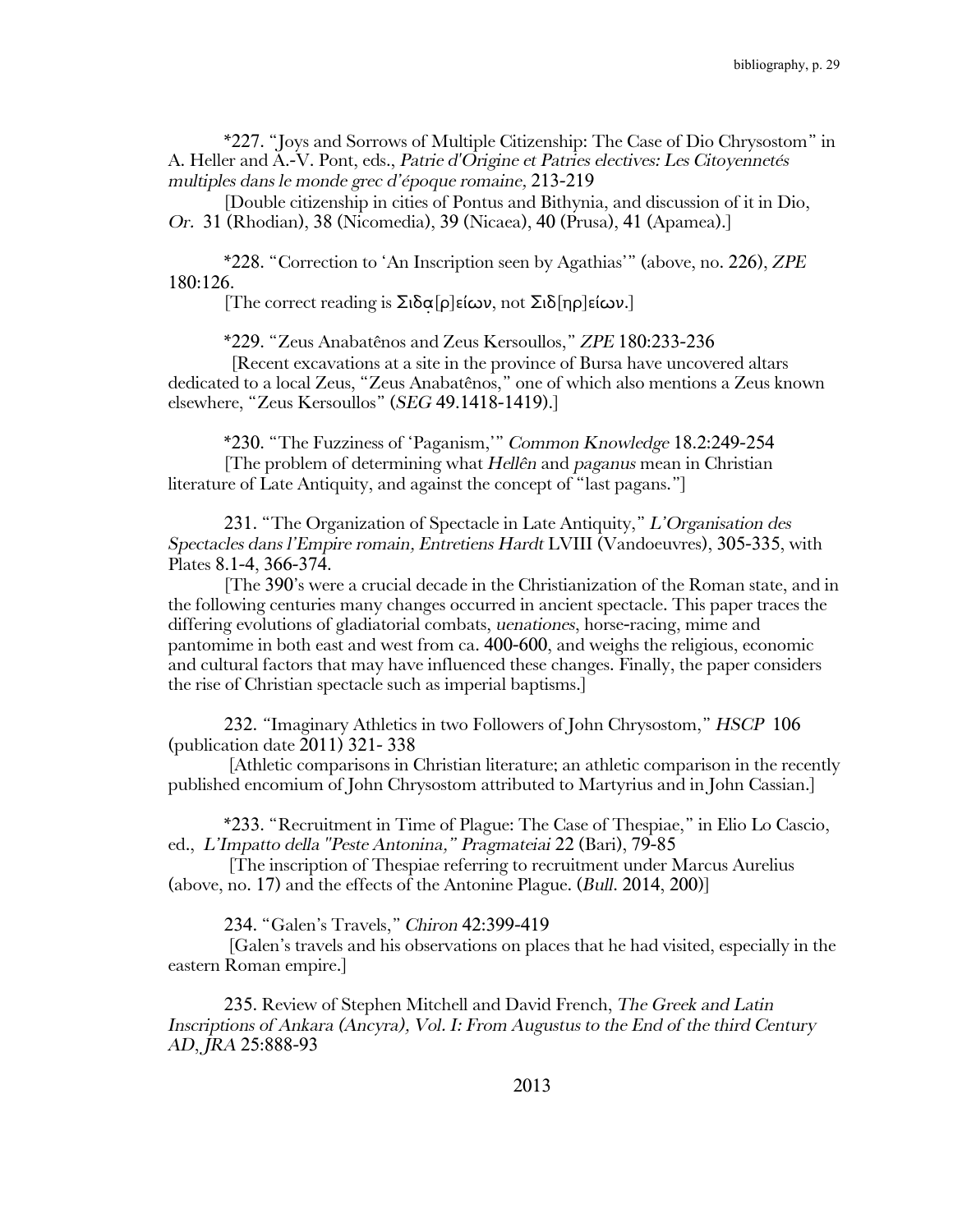\*227. "Joys and Sorrows of Multiple Citizenship: The Case of Dio Chrysostom" in A. Heller and A.-V. Pont, eds., *Patrie d'Origine et Patries electives: Les Citoyennetés multiples dans le monde grec d'époque romaine,* 213-219

[Double citizenship in cities of Pontus and Bithynia, and discussion of it in Dio, *Or.* 31 (Rhodian), 38 (Nicomedia), 39 (Nicaea), 40 (Prusa), 41 (Apamea).]

\*228. "Correction to 'An Inscription seen by Agathias'" (above, no. 226), *ZPE* 180:126.

[The correct reading is Σιδα̣[ρ]είων, not Σιδ[ηρ]είων.]

\*229. "Zeus Anabatênos and Zeus Kersoullos," *ZPE* 180:233-236

[Recent excavations at a site in the province of Bursa have uncovered altars dedicated to a local Zeus, "Zeus Anabatênos," one of which also mentions a Zeus known elsewhere, "Zeus Kersoullos" (*SEG* 49.1418-1419).]

\*230. "The Fuzziness of 'Paganism,'" *Common Knowledge* 18.2:249-254

[The problem of determining what *Hellên* and *paganus* mean in Christian literature of Late Antiquity, and against the concept of "last pagans."]

231. "The Organization of Spectacle in Late Antiquity," *L'Organisation des Spectacles dans l'Empire romain, Entretiens Hardt* LVIII (Vandoeuvres), 305-335, with Plates 8.1-4, 366-374.

[The 390's were a crucial decade in the Christianization of the Roman state, and in the following centuries many changes occurred in ancient spectacle. This paper traces the differing evolutions of gladiatorial combats, *uenationes*, horse-racing, mime and pantomime in both east and west from ca. 400-600, and weighs the religious, economic and cultural factors that may have influenced these changes. Finally, the paper considers the rise of Christian spectacle such as imperial baptisms.]

232. "Imaginary Athletics in two Followers of John Chrysostom," *HSCP* 106 (publication date 2011) 321- 338

[Athletic comparisons in Christian literature; an athletic comparison in the recently published encomium of John Chrysostom attributed to Martyrius and in John Cassian.]

\*233. "Recruitment in Time of Plague: The Case of Thespiae," in Elio Lo Cascio, ed., *L'Impatto della "Peste Antonina," Pragmateiai* 22 (Bari), 79-85

[The inscription of Thespiae referring to recruitment under Marcus Aurelius (above, no. 17) and the effects of the Antonine Plague. (*Bull.* 2014, 200)]

234. "Galen's Travels," *Chiron* 42:399-419

[Galen's travels and his observations on places that he had visited, especially in the eastern Roman empire.]

235. Review of Stephen Mitchell and David French, *The Greek and Latin Inscriptions of Ankara (Ancyra), Vol. I: From Augustus to the End of the third Century AD*, *JRA* 25:888-93

2013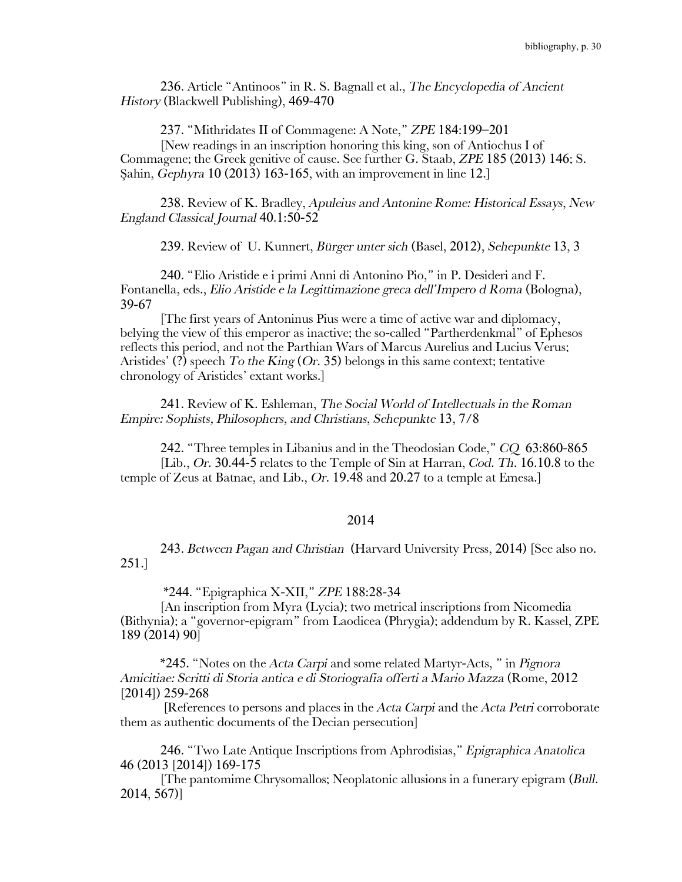236. Article “Antinoos” in R. S. Bagnall et al., *The Encyclopedia of Ancient History* (Blackwell Publishing), 469-470

237. “Mithridates II of Commagene: A Note,” *ZPE* 184:199–201
[New readings in an inscription honoring this king, son of Antiochus I of Commagene; the Greek genitive of cause. See further G. Staab, *ZPE* 185 (2013) 146; S. Şahin, *Gephyra* 10 (2013) 163-165, with an improvement in line 12.]

238. Review of K. Bradley, *Apuleius and Antonine Rome: Historical Essays*, *New England Classical Journal* 40.1:50-52

239. Review of U. Kunnert, *Bürger unter sich* (Basel, 2012), *Sehepunkte* 13, 3

240. “Elio Aristide e i primi Anni di Antonino Pio,” in P. Desideri and F. Fontanella, eds., *Elio Aristide e la Legittimazione greca dell’Impero d Roma* (Bologna), 39-67
[The first years of Antoninus Pius were a time of active war and diplomacy, belying the view of this emperor as inactive; the so-called “Partherdenkmal” of Ephesos reflects this period, and not the Parthian Wars of Marcus Aurelius and Lucius Verus; Aristides’ (?) speech *To the King* (*Or.* 35) belongs in this same context; tentative chronology of Aristides’ extant works.]

241. Review of K. Eshleman, *The Social World of Intellectuals in the Roman Empire: Sophists, Philosophers, and Christians*, *Sehepunkte* 13, 7/8

242. “Three temples in Libanius and in the Theodosian Code,” *CQ* 63:860-865
[Lib., *Or.* 30.44-5 relates to the Temple of Sin at Harran, *Cod. Th.* 16.10.8 to the temple of Zeus at Batnae, and Lib., *Or.* 19.48 and 20.27 to a temple at Emesa.]

## 2014

243. *Between Pagan and Christian* (Harvard University Press, 2014) [See also no. 251.]

*244. “Epigraphica X-XII,” *ZPE* 188:28-34
[An inscription from Myra (Lycia); two metrical inscriptions from Nicomedia (Bithynia); a “governor-epigram” from Laodicea (Phrygia); addendum by R. Kassel, ZPE 189 (2014) 90]

*245. “Notes on the *Acta Carpi* and some related Martyr-Acts, ” in *Pignora Amicitiae: Scritti di Storia antica e di Storiografia offerti a Mario Mazza* (Rome, 2012 [2014]) 259-268
[References to persons and places in the *Acta Carpi* and the *Acta Petri* corroborate them as authentic documents of the Decian persecution]

246. “Two Late Antique Inscriptions from Aphrodisias,” *Epigraphica Anatolica* 46 (2013 [2014]) 169-175
[The pantomime Chrysomallos; Neoplatonic allusions in a funerary epigram (*Bull.* 2014, 567)]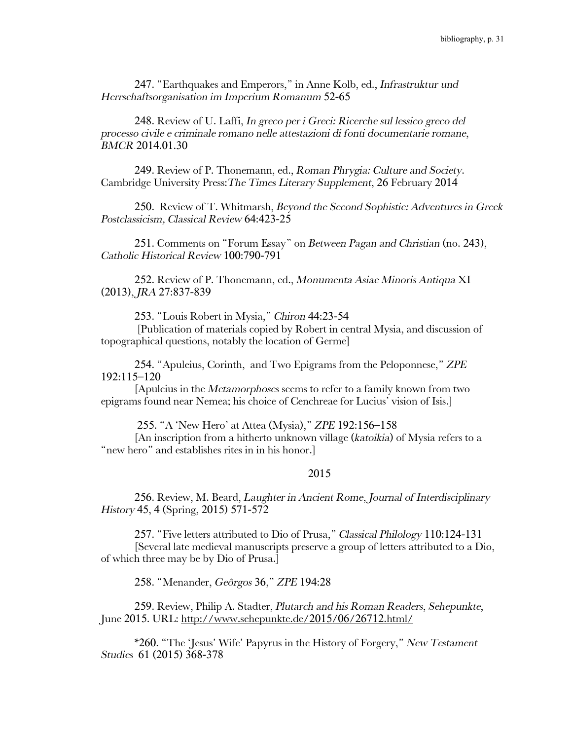247. "Earthquakes and Emperors," in Anne Kolb, ed., *Infrastruktur und Herrschaftsorganisation im Imperium Romanum* 52-65

248. Review of U. Laffi, *In greco per i Greci: Ricerche sul lessico greco del processo civile e criminale romano nelle attestazioni di fonti documentarie romane*, *BMCR* 2014.01.30

249. Review of P. Thonemann, ed., *Roman Phrygia: Culture and Society*. Cambridge University Press:*The Times Literary Supplement*, 26 February 2014

250. Review of T. Whitmarsh, *Beyond the Second Sophistic: Adventures in Greek Postclassicism, Classical Review* 64:423-25

251. Comments on "Forum Essay" on *Between Pagan and Christian* (no. 243), *Catholic Historical Review* 100:790-791

252. Review of P. Thonemann, ed., *Monumenta Asiae Minoris Antiqua* XI (2013), *JRA* 27:837-839

253. "Louis Robert in Mysia," *Chiron* 44:23-54
[Publication of materials copied by Robert in central Mysia, and discussion of topographical questions, notably the location of Germe]

254. "Apuleius, Corinth, and Two Epigrams from the Peloponnese," *ZPE* 192:115–120
[Apuleius in the *Metamorphoses* seems to refer to a family known from two epigrams found near Nemea; his choice of Cenchreae for Lucius' vision of Isis.]

255. "A 'New Hero' at Attea (Mysia)," *ZPE* 192:156–158
[An inscription from a hitherto unknown village (*katoikia*) of Mysia refers to a "new hero" and establishes rites in in his honor.]

## 2015

256. Review, M. Beard, *Laughter in Ancient Rome*, *Journal of Interdisciplinary History* 45, 4 (Spring, 2015) 571-572

257. "Five letters attributed to Dio of Prusa," *Classical Philology* 110:124-131
[Several late medieval manuscripts preserve a group of letters attributed to a Dio, of which three may be by Dio of Prusa.]

258. "Menander, *Geôrgos* 36," *ZPE* 194:28

259. Review, Philip A. Stadter, *Plutarch and his Roman Readers*, *Sehepunkte*, June 2015. URL: http://www.sehepunkte.de/2015/06/26712.html/

*260. "The 'Jesus' Wife' Papyrus in the History of Forgery," *New Testament Studies* 61 (2015) 368-378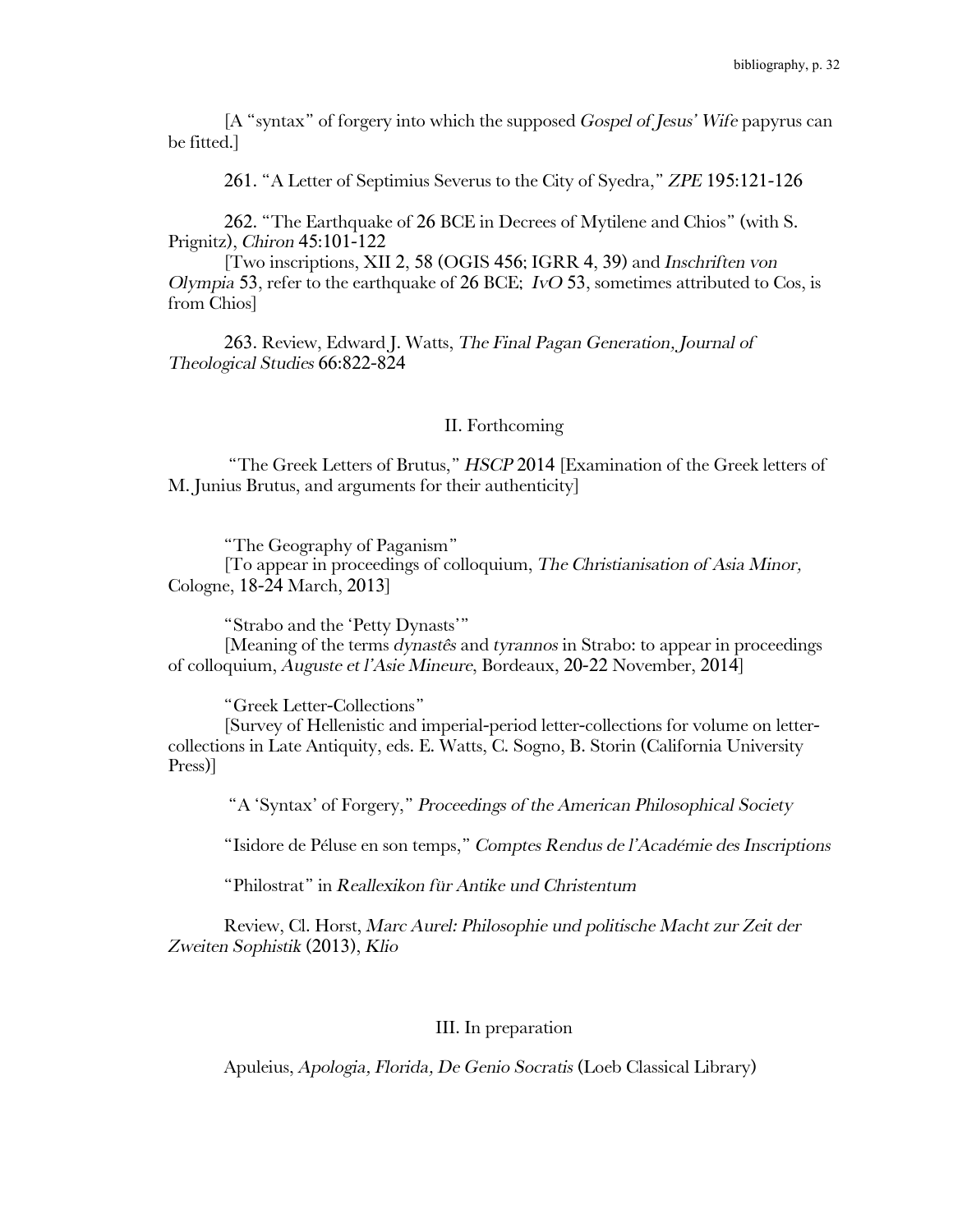[A "syntax" of forgery into which the supposed *Gospel of Jesus' Wife* papyrus can be fitted.]

261. "A Letter of Septimius Severus to the City of Syedra," *ZPE* 195:121-126

262. "The Earthquake of 26 BCE in Decrees of Mytilene and Chios" (with S. Prignitz), *Chiron* 45:101-122

[Two inscriptions, XII 2, 58 (OGIS 456; IGRR 4, 39) and *Inschriften von Olympia* 53, refer to the earthquake of 26 BCE; *IvO* 53, sometimes attributed to Cos, is from Chios]

263. Review, Edward J. Watts, *The Final Pagan Generation*, *Journal of Theological Studies* 66:822-824

## II. Forthcoming

"The Greek Letters of Brutus," *HSCP* 2014 [Examination of the Greek letters of M. Junius Brutus, and arguments for their authenticity]

"The Geography of Paganism"

[To appear in proceedings of colloquium, *The Christianisation of Asia Minor,* Cologne, 18-24 March, 2013]

"Strabo and the 'Petty Dynasts'"

[Meaning of the terms *dynastês* and *tyrannos* in Strabo: to appear in proceedings of colloquium, *Auguste et l'Asie Mineure*, Bordeaux, 20-22 November, 2014]

"Greek Letter-Collections"

[Survey of Hellenistic and imperial-period letter-collections for volume on letter-collections in Late Antiquity, eds. E. Watts, C. Sogno, B. Storin (California University Press)]

"A 'Syntax' of Forgery," *Proceedings of the American Philosophical Society*

"Isidore de Péluse en son temps," *Comptes Rendus de l'Académie des Inscriptions*

"Philostrat" in *Reallexikon für Antike und Christentum*

Review, Cl. Horst, *Marc Aurel: Philosophie und politische Macht zur Zeit der Zweiten Sophistik* (2013), *Klio*

## III. In preparation

Apuleius, *Apologia, Florida, De Genio Socratis* (Loeb Classical Library)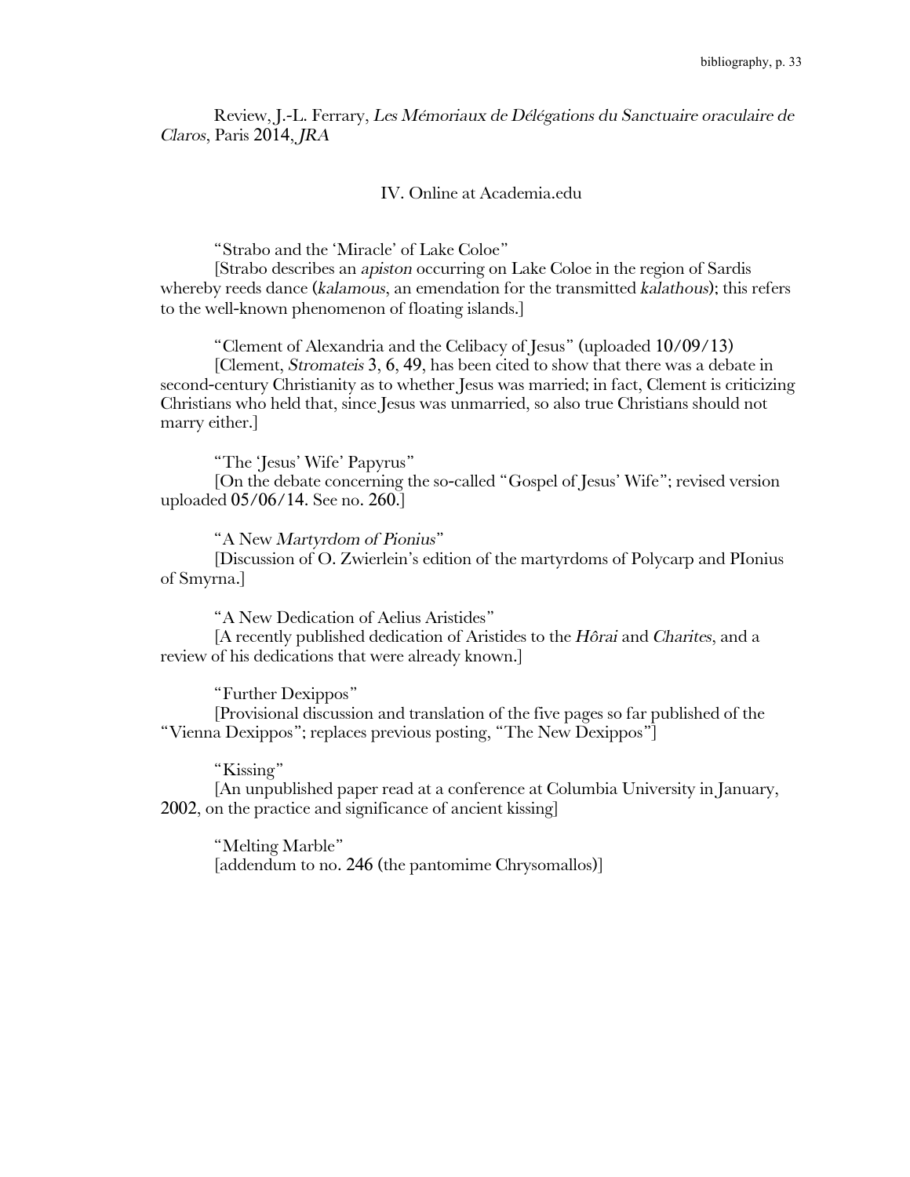Review, J.-L. Ferrary, *Les Mémoriaux de Délégations du Sanctuaire oraculaire de Claros*, Paris 2014, *JRA*

## IV. Online at Academia.edu

"Strabo and the 'Miracle' of Lake Coloe"
[Strabo describes an *apiston* occurring on Lake Coloe in the region of Sardis whereby reeds dance (*kalamous*, an emendation for the transmitted *kalathous*); this refers to the well-known phenomenon of floating islands.]

"Clement of Alexandria and the Celibacy of Jesus" (uploaded 10/09/13)
[Clement, *Stromateis* 3, 6, 49, has been cited to show that there was a debate in second-century Christianity as to whether Jesus was married; in fact, Clement is criticizing Christians who held that, since Jesus was unmarried, so also true Christians should not marry either.]

"The 'Jesus' Wife' Papyrus"
[On the debate concerning the so-called "Gospel of Jesus' Wife"; revised version uploaded 05/06/14. See no. 260.]

"A New *Martyrdom of Pionius*"
[Discussion of O. Zwierlein's edition of the martyrdoms of Polycarp and PIonius of Smyrna.]

"A New Dedication of Aelius Aristides"
[A recently published dedication of Aristides to the *Hôrai* and *Charites*, and a review of his dedications that were already known.]

"Further Dexippos"
[Provisional discussion and translation of the five pages so far published of the "Vienna Dexippos"; replaces previous posting, "The New Dexippos"]

"Kissing"
[An unpublished paper read at a conference at Columbia University in January, 2002, on the practice and significance of ancient kissing]

"Melting Marble"
[addendum to no. 246 (the pantomime Chrysomallos)]